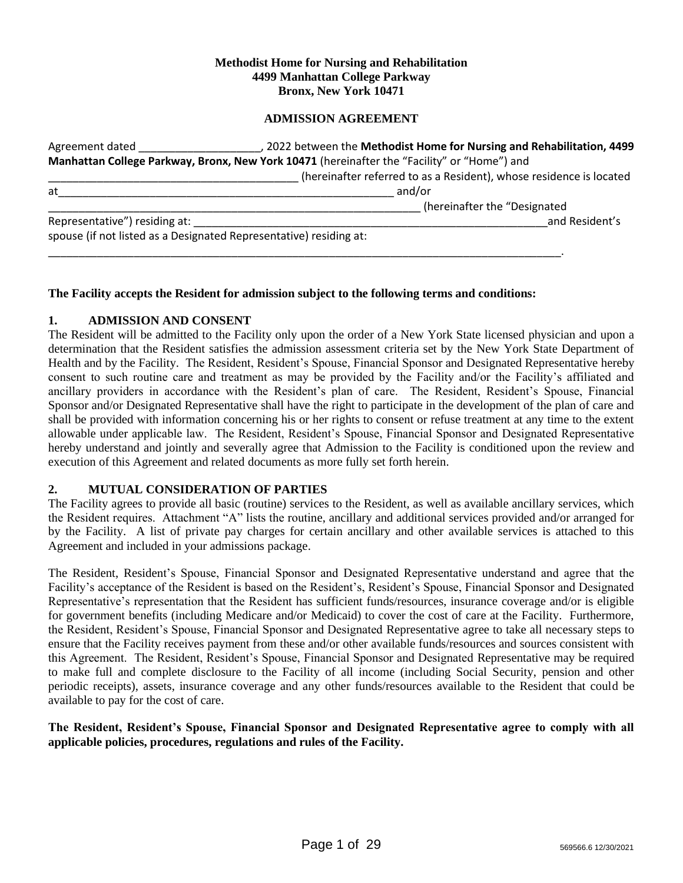**Methodist Home for Nursing and Rehabilitation**
**4499 Manhattan College Parkway**
**Bronx, New York 10471**

**ADMISSION AGREEMENT**

Agreement dated ____________________, 2022 between the **Methodist Home for Nursing and Rehabilitation, 4499 Manhattan College Parkway, Bronx, New York 10471** (hereinafter the "Facility" or "Home") and ___________________________________________ (hereinafter referred to as a Resident), whose residence is located at__________________________________________________________ and/or _________________________________________________________________ (hereinafter the "Designated Representative") residing at: _______________________________________________________________and Resident's spouse (if not listed as a Designated Representative) residing at: ________________________________________________________________________________________.

**The Facility accepts the Resident for admission subject to the following terms and conditions:**

## 1. ADMISSION AND CONSENT

The Resident will be admitted to the Facility only upon the order of a New York State licensed physician and upon a determination that the Resident satisfies the admission assessment criteria set by the New York State Department of Health and by the Facility. The Resident, Resident's Spouse, Financial Sponsor and Designated Representative hereby consent to such routine care and treatment as may be provided by the Facility and/or the Facility's affiliated and ancillary providers in accordance with the Resident's plan of care. The Resident, Resident's Spouse, Financial Sponsor and/or Designated Representative shall have the right to participate in the development of the plan of care and shall be provided with information concerning his or her rights to consent or refuse treatment at any time to the extent allowable under applicable law. The Resident, Resident's Spouse, Financial Sponsor and Designated Representative hereby understand and jointly and severally agree that Admission to the Facility is conditioned upon the review and execution of this Agreement and related documents as more fully set forth herein.

## 2. MUTUAL CONSIDERATION OF PARTIES

The Facility agrees to provide all basic (routine) services to the Resident, as well as available ancillary services, which the Resident requires. Attachment "A" lists the routine, ancillary and additional services provided and/or arranged for by the Facility. A list of private pay charges for certain ancillary and other available services is attached to this Agreement and included in your admissions package.

The Resident, Resident's Spouse, Financial Sponsor and Designated Representative understand and agree that the Facility's acceptance of the Resident is based on the Resident's, Resident's Spouse, Financial Sponsor and Designated Representative's representation that the Resident has sufficient funds/resources, insurance coverage and/or is eligible for government benefits (including Medicare and/or Medicaid) to cover the cost of care at the Facility. Furthermore, the Resident, Resident's Spouse, Financial Sponsor and Designated Representative agree to take all necessary steps to ensure that the Facility receives payment from these and/or other available funds/resources and sources consistent with this Agreement. The Resident, Resident's Spouse, Financial Sponsor and Designated Representative may be required to make full and complete disclosure to the Facility of all income (including Social Security, pension and other periodic receipts), assets, insurance coverage and any other funds/resources available to the Resident that could be available to pay for the cost of care.

**The Resident, Resident's Spouse, Financial Sponsor and Designated Representative agree to comply with all applicable policies, procedures, regulations and rules of the Facility.**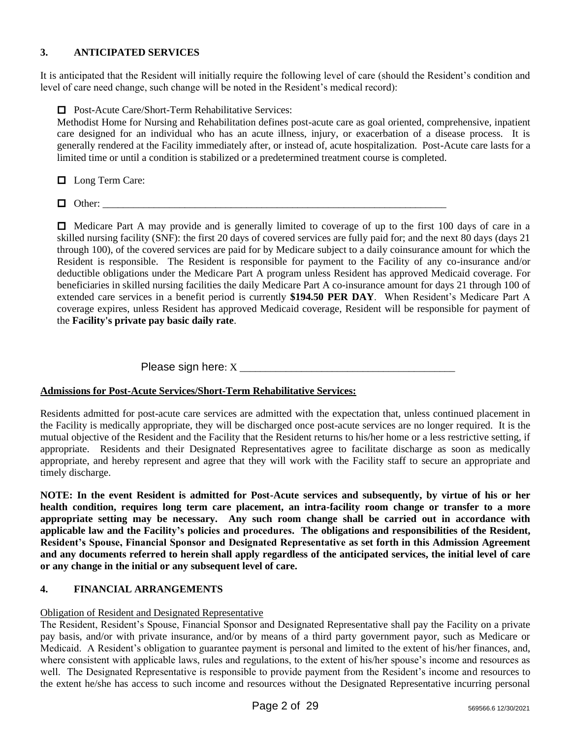## 3. ANTICIPATED SERVICES

It is anticipated that the Resident will initially require the following level of care (should the Resident's condition and level of care need change, such change will be noted in the Resident's medical record):

☐ Post-Acute Care/Short-Term Rehabilitative Services:
Methodist Home for Nursing and Rehabilitation defines post-acute care as goal oriented, comprehensive, inpatient care designed for an individual who has an acute illness, injury, or exacerbation of a disease process. It is generally rendered at the Facility immediately after, or instead of, acute hospitalization. Post-Acute care lasts for a limited time or until a condition is stabilized or a predetermined treatment course is completed.

☐ Long Term Care:

☐ Other: ______________________________________________________________________

☐ Medicare Part A may provide and is generally limited to coverage of up to the first 100 days of care in a skilled nursing facility (SNF): the first 20 days of covered services are fully paid for; and the next 80 days (days 21 through 100), of the covered services are paid for by Medicare subject to a daily coinsurance amount for which the Resident is responsible. The Resident is responsible for payment to the Facility of any co-insurance and/or deductible obligations under the Medicare Part A program unless Resident has approved Medicaid coverage. For beneficiaries in skilled nursing facilities the daily Medicare Part A co-insurance amount for days 21 through 100 of extended care services in a benefit period is currently **$194.50 PER DAY**. When Resident's Medicare Part A coverage expires, unless Resident has approved Medicaid coverage, Resident will be responsible for payment of the **Facility's private pay basic daily rate**.

Please sign here: X ______________________________________

**Admissions for Post-Acute Services/Short-Term Rehabilitative Services:**

Residents admitted for post-acute care services are admitted with the expectation that, unless continued placement in the Facility is medically appropriate, they will be discharged once post-acute services are no longer required. It is the mutual objective of the Resident and the Facility that the Resident returns to his/her home or a less restrictive setting, if appropriate. Residents and their Designated Representatives agree to facilitate discharge as soon as medically appropriate, and hereby represent and agree that they will work with the Facility staff to secure an appropriate and timely discharge.

**NOTE: In the event Resident is admitted for Post-Acute services and subsequently, by virtue of his or her health condition, requires long term care placement, an intra-facility room change or transfer to a more appropriate setting may be necessary. Any such room change shall be carried out in accordance with applicable law and the Facility's policies and procedures. The obligations and responsibilities of the Resident, Resident's Spouse, Financial Sponsor and Designated Representative as set forth in this Admission Agreement and any documents referred to herein shall apply regardless of the anticipated services, the initial level of care or any change in the initial or any subsequent level of care.**

## 4. FINANCIAL ARRANGEMENTS

Obligation of Resident and Designated Representative

The Resident, Resident's Spouse, Financial Sponsor and Designated Representative shall pay the Facility on a private pay basis, and/or with private insurance, and/or by means of a third party government payor, such as Medicare or Medicaid. A Resident's obligation to guarantee payment is personal and limited to the extent of his/her finances, and, where consistent with applicable laws, rules and regulations, to the extent of his/her spouse's income and resources as well. The Designated Representative is responsible to provide payment from the Resident's income and resources to the extent he/she has access to such income and resources without the Designated Representative incurring personal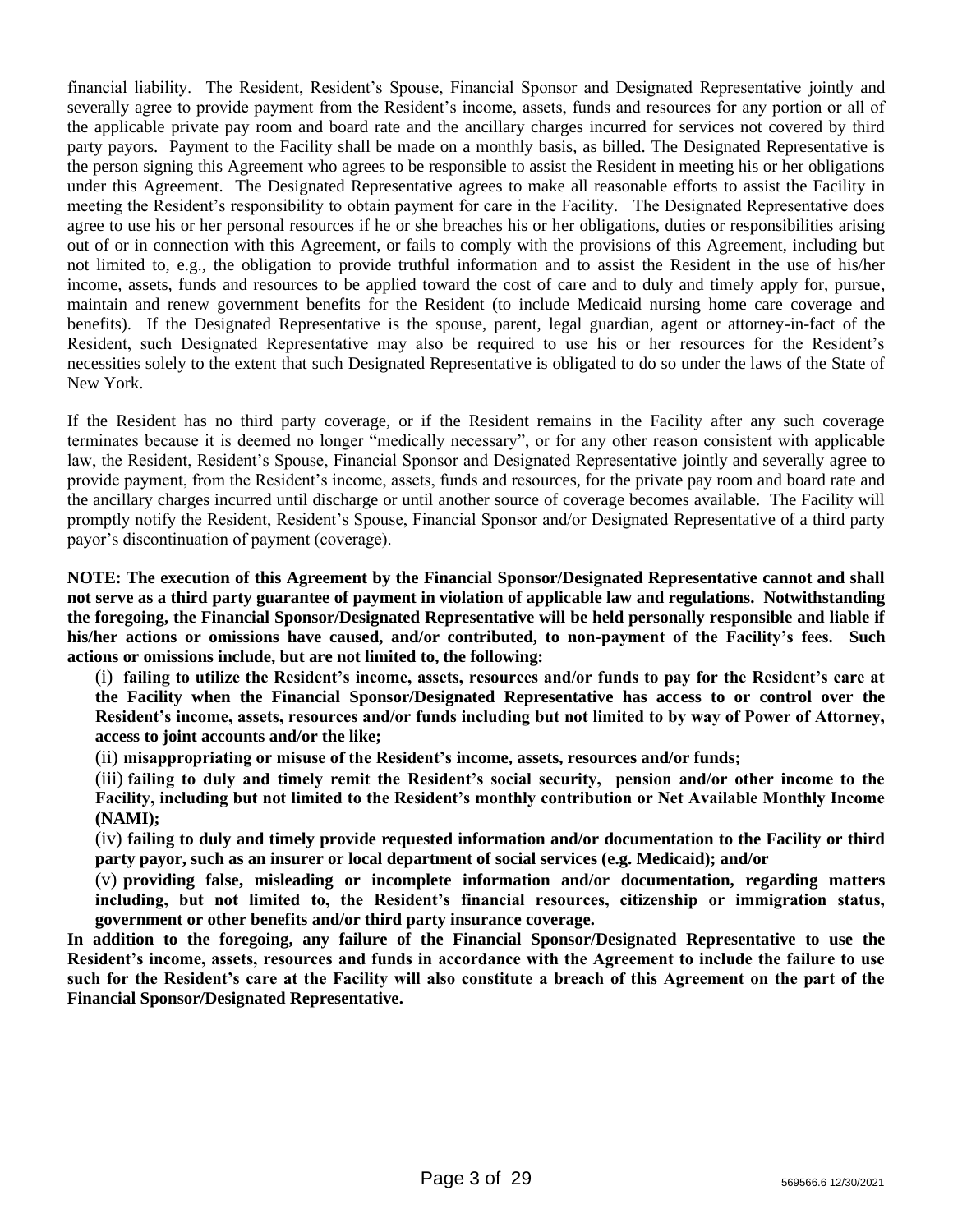financial liability. The Resident, Resident's Spouse, Financial Sponsor and Designated Representative jointly and severally agree to provide payment from the Resident's income, assets, funds and resources for any portion or all of the applicable private pay room and board rate and the ancillary charges incurred for services not covered by third party payors. Payment to the Facility shall be made on a monthly basis, as billed. The Designated Representative is the person signing this Agreement who agrees to be responsible to assist the Resident in meeting his or her obligations under this Agreement. The Designated Representative agrees to make all reasonable efforts to assist the Facility in meeting the Resident's responsibility to obtain payment for care in the Facility. The Designated Representative does agree to use his or her personal resources if he or she breaches his or her obligations, duties or responsibilities arising out of or in connection with this Agreement, or fails to comply with the provisions of this Agreement, including but not limited to, e.g., the obligation to provide truthful information and to assist the Resident in the use of his/her income, assets, funds and resources to be applied toward the cost of care and to duly and timely apply for, pursue, maintain and renew government benefits for the Resident (to include Medicaid nursing home care coverage and benefits). If the Designated Representative is the spouse, parent, legal guardian, agent or attorney-in-fact of the Resident, such Designated Representative may also be required to use his or her resources for the Resident's necessities solely to the extent that such Designated Representative is obligated to do so under the laws of the State of New York.

If the Resident has no third party coverage, or if the Resident remains in the Facility after any such coverage terminates because it is deemed no longer "medically necessary", or for any other reason consistent with applicable law, the Resident, Resident's Spouse, Financial Sponsor and Designated Representative jointly and severally agree to provide payment, from the Resident's income, assets, funds and resources, for the private pay room and board rate and the ancillary charges incurred until discharge or until another source of coverage becomes available. The Facility will promptly notify the Resident, Resident's Spouse, Financial Sponsor and/or Designated Representative of a third party payor's discontinuation of payment (coverage).

**NOTE: The execution of this Agreement by the Financial Sponsor/Designated Representative cannot and shall not serve as a third party guarantee of payment in violation of applicable law and regulations. Notwithstanding the foregoing, the Financial Sponsor/Designated Representative will be held personally responsible and liable if his/her actions or omissions have caused, and/or contributed, to non-payment of the Facility's fees. Such actions or omissions include, but are not limited to, the following:**

(i) **failing to utilize the Resident's income, assets, resources and/or funds to pay for the Resident's care at the Facility when the Financial Sponsor/Designated Representative has access to or control over the Resident's income, assets, resources and/or funds including but not limited to by way of Power of Attorney, access to joint accounts and/or the like;**

(ii) **misappropriating or misuse of the Resident's income, assets, resources and/or funds;**

(iii) **failing to duly and timely remit the Resident's social security, pension and/or other income to the Facility, including but not limited to the Resident's monthly contribution or Net Available Monthly Income (NAMI);**

(iv) **failing to duly and timely provide requested information and/or documentation to the Facility or third party payor, such as an insurer or local department of social services (e.g. Medicaid); and/or**

(v) **providing false, misleading or incomplete information and/or documentation, regarding matters including, but not limited to, the Resident's financial resources, citizenship or immigration status, government or other benefits and/or third party insurance coverage.**

**In addition to the foregoing, any failure of the Financial Sponsor/Designated Representative to use the Resident's income, assets, resources and funds in accordance with the Agreement to include the failure to use such for the Resident's care at the Facility will also constitute a breach of this Agreement on the part of the Financial Sponsor/Designated Representative.**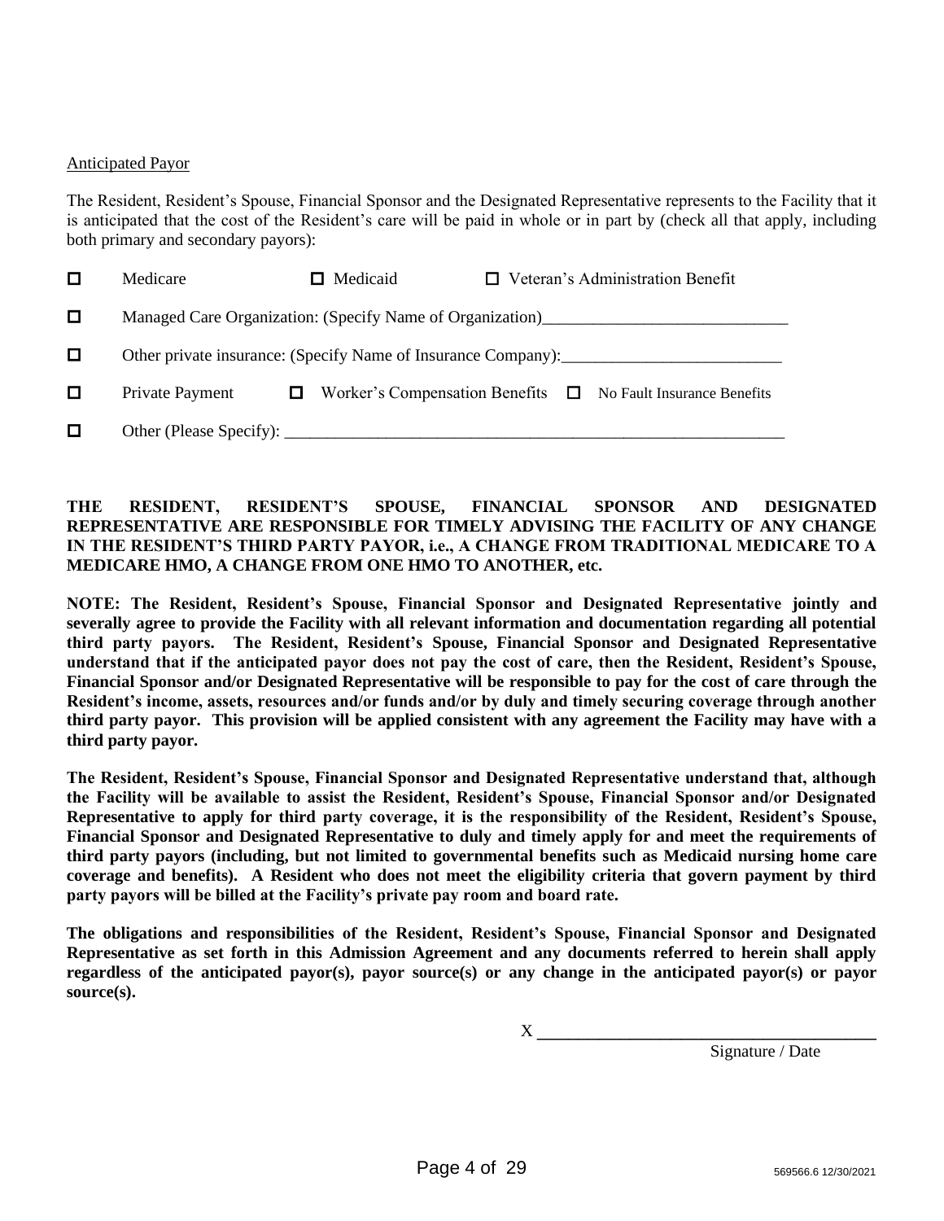Anticipated Payor

The Resident, Resident's Spouse, Financial Sponsor and the Designated Representative represents to the Facility that it is anticipated that the cost of the Resident's care will be paid in whole or in part by (check all that apply, including both primary and secondary payors):

☐ Medicare ☐ Medicaid ☐ Veteran's Administration Benefit

☐ Managed Care Organization: (Specify Name of Organization)_____________________________

☐ Other private insurance: (Specify Name of Insurance Company):__________________________

☐ Private Payment ☐ Worker's Compensation Benefits ☐ No Fault Insurance Benefits

☐ Other (Please Specify): ____________________________________________________________

**THE RESIDENT, RESIDENT'S SPOUSE, FINANCIAL SPONSOR AND DESIGNATED REPRESENTATIVE ARE RESPONSIBLE FOR TIMELY ADVISING THE FACILITY OF ANY CHANGE IN THE RESIDENT'S THIRD PARTY PAYOR, i.e., A CHANGE FROM TRADITIONAL MEDICARE TO A MEDICARE HMO, A CHANGE FROM ONE HMO TO ANOTHER, etc.**

**NOTE: The Resident, Resident's Spouse, Financial Sponsor and Designated Representative jointly and severally agree to provide the Facility with all relevant information and documentation regarding all potential third party payors. The Resident, Resident's Spouse, Financial Sponsor and Designated Representative understand that if the anticipated payor does not pay the cost of care, then the Resident, Resident's Spouse, Financial Sponsor and/or Designated Representative will be responsible to pay for the cost of care through the Resident's income, assets, resources and/or funds and/or by duly and timely securing coverage through another third party payor. This provision will be applied consistent with any agreement the Facility may have with a third party payor.**

**The Resident, Resident's Spouse, Financial Sponsor and Designated Representative understand that, although the Facility will be available to assist the Resident, Resident's Spouse, Financial Sponsor and/or Designated Representative to apply for third party coverage, it is the responsibility of the Resident, Resident's Spouse, Financial Sponsor and Designated Representative to duly and timely apply for and meet the requirements of third party payors (including, but not limited to governmental benefits such as Medicaid nursing home care coverage and benefits). A Resident who does not meet the eligibility criteria that govern payment by third party payors will be billed at the Facility's private pay room and board rate.**

**The obligations and responsibilities of the Resident, Resident's Spouse, Financial Sponsor and Designated Representative as set forth in this Admission Agreement and any documents referred to herein shall apply regardless of the anticipated payor(s), payor source(s) or any change in the anticipated payor(s) or payor source(s).**

X ________________________________________

Signature / Date

569566.6 12/30/2021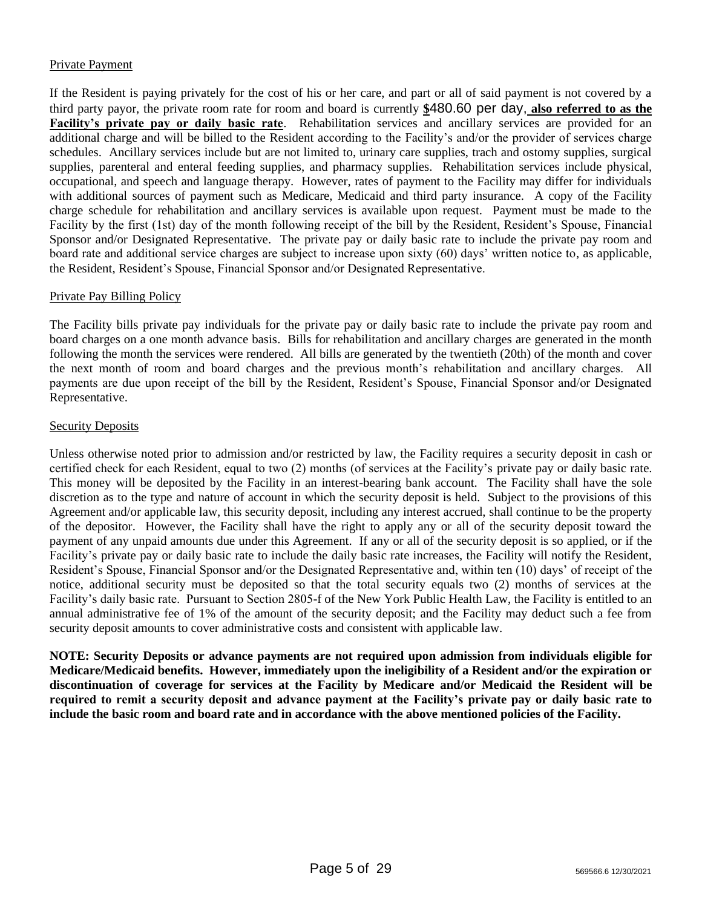Private Payment

If the Resident is paying privately for the cost of his or her care, and part or all of said payment is not covered by a third party payor, the private room rate for room and board is currently $480.60 per day, **also referred to as the Facility's private pay or daily basic rate**. Rehabilitation services and ancillary services are provided for an additional charge and will be billed to the Resident according to the Facility's and/or the provider of services charge schedules. Ancillary services include but are not limited to, urinary care supplies, trach and ostomy supplies, surgical supplies, parenteral and enteral feeding supplies, and pharmacy supplies. Rehabilitation services include physical, occupational, and speech and language therapy. However, rates of payment to the Facility may differ for individuals with additional sources of payment such as Medicare, Medicaid and third party insurance. A copy of the Facility charge schedule for rehabilitation and ancillary services is available upon request. Payment must be made to the Facility by the first (1st) day of the month following receipt of the bill by the Resident, Resident's Spouse, Financial Sponsor and/or Designated Representative. The private pay or daily basic rate to include the private pay room and board rate and additional service charges are subject to increase upon sixty (60) days' written notice to, as applicable, the Resident, Resident's Spouse, Financial Sponsor and/or Designated Representative.

Private Pay Billing Policy

The Facility bills private pay individuals for the private pay or daily basic rate to include the private pay room and board charges on a one month advance basis. Bills for rehabilitation and ancillary charges are generated in the month following the month the services were rendered. All bills are generated by the twentieth (20th) of the month and cover the next month of room and board charges and the previous month's rehabilitation and ancillary charges. All payments are due upon receipt of the bill by the Resident, Resident's Spouse, Financial Sponsor and/or Designated Representative.

Security Deposits

Unless otherwise noted prior to admission and/or restricted by law, the Facility requires a security deposit in cash or certified check for each Resident, equal to two (2) months (of services at the Facility's private pay or daily basic rate. This money will be deposited by the Facility in an interest-bearing bank account. The Facility shall have the sole discretion as to the type and nature of account in which the security deposit is held. Subject to the provisions of this Agreement and/or applicable law, this security deposit, including any interest accrued, shall continue to be the property of the depositor. However, the Facility shall have the right to apply any or all of the security deposit toward the payment of any unpaid amounts due under this Agreement. If any or all of the security deposit is so applied, or if the Facility's private pay or daily basic rate to include the daily basic rate increases, the Facility will notify the Resident, Resident's Spouse, Financial Sponsor and/or the Designated Representative and, within ten (10) days' of receipt of the notice, additional security must be deposited so that the total security equals two (2) months of services at the Facility's daily basic rate. Pursuant to Section 2805-f of the New York Public Health Law, the Facility is entitled to an annual administrative fee of 1% of the amount of the security deposit; and the Facility may deduct such a fee from security deposit amounts to cover administrative costs and consistent with applicable law.

**NOTE: Security Deposits or advance payments are not required upon admission from individuals eligible for Medicare/Medicaid benefits. However, immediately upon the ineligibility of a Resident and/or the expiration or discontinuation of coverage for services at the Facility by Medicare and/or Medicaid the Resident will be required to remit a security deposit and advance payment at the Facility's private pay or daily basic rate to include the basic room and board rate and in accordance with the above mentioned policies of the Facility.**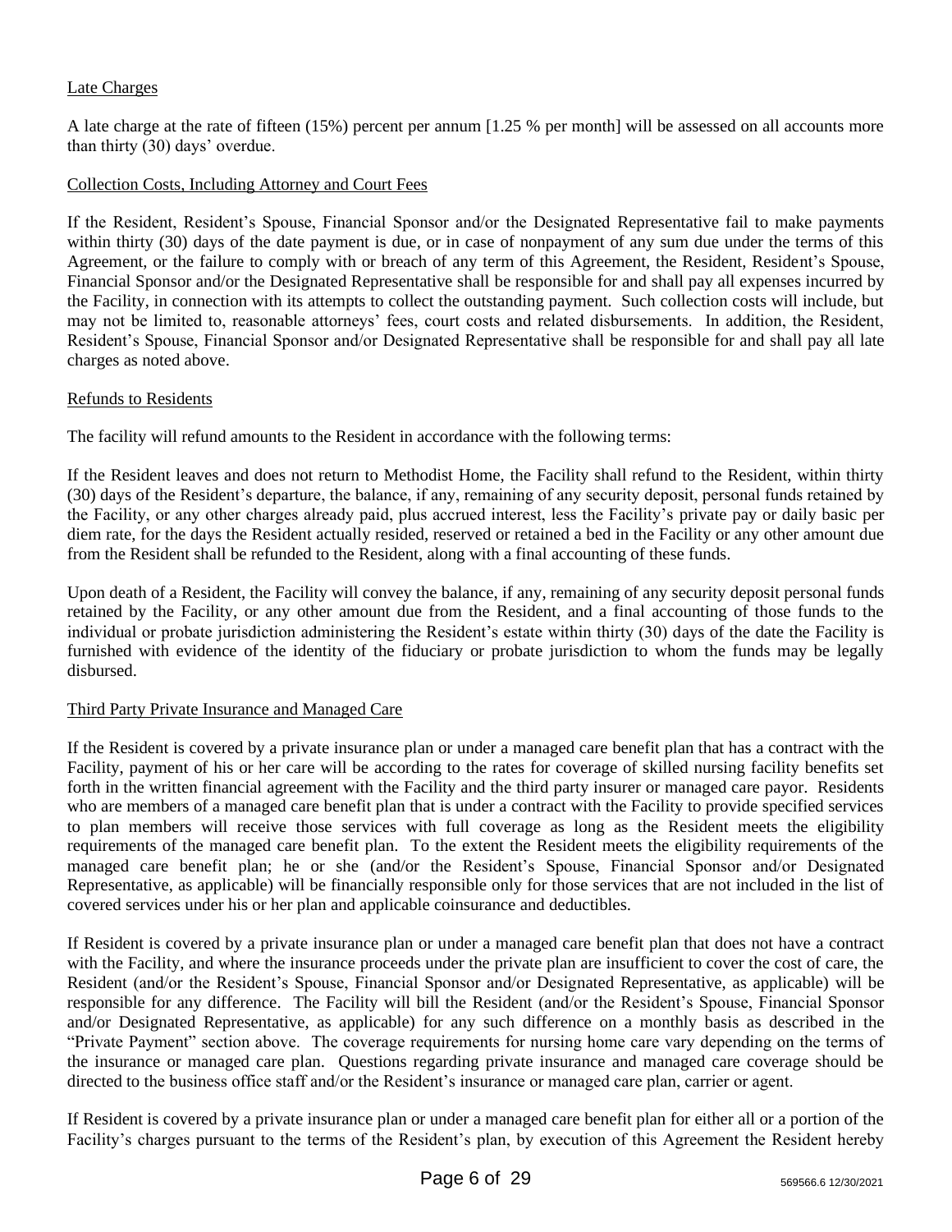Late Charges

A late charge at the rate of fifteen (15%) percent per annum [1.25 % per month] will be assessed on all accounts more than thirty (30) days' overdue.

Collection Costs, Including Attorney and Court Fees

If the Resident, Resident's Spouse, Financial Sponsor and/or the Designated Representative fail to make payments within thirty (30) days of the date payment is due, or in case of nonpayment of any sum due under the terms of this Agreement, or the failure to comply with or breach of any term of this Agreement, the Resident, Resident's Spouse, Financial Sponsor and/or the Designated Representative shall be responsible for and shall pay all expenses incurred by the Facility, in connection with its attempts to collect the outstanding payment. Such collection costs will include, but may not be limited to, reasonable attorneys' fees, court costs and related disbursements. In addition, the Resident, Resident's Spouse, Financial Sponsor and/or Designated Representative shall be responsible for and shall pay all late charges as noted above.

Refunds to Residents

The facility will refund amounts to the Resident in accordance with the following terms:

If the Resident leaves and does not return to Methodist Home, the Facility shall refund to the Resident, within thirty (30) days of the Resident's departure, the balance, if any, remaining of any security deposit, personal funds retained by the Facility, or any other charges already paid, plus accrued interest, less the Facility's private pay or daily basic per diem rate, for the days the Resident actually resided, reserved or retained a bed in the Facility or any other amount due from the Resident shall be refunded to the Resident, along with a final accounting of these funds.

Upon death of a Resident, the Facility will convey the balance, if any, remaining of any security deposit personal funds retained by the Facility, or any other amount due from the Resident, and a final accounting of those funds to the individual or probate jurisdiction administering the Resident's estate within thirty (30) days of the date the Facility is furnished with evidence of the identity of the fiduciary or probate jurisdiction to whom the funds may be legally disbursed.

Third Party Private Insurance and Managed Care

If the Resident is covered by a private insurance plan or under a managed care benefit plan that has a contract with the Facility, payment of his or her care will be according to the rates for coverage of skilled nursing facility benefits set forth in the written financial agreement with the Facility and the third party insurer or managed care payor. Residents who are members of a managed care benefit plan that is under a contract with the Facility to provide specified services to plan members will receive those services with full coverage as long as the Resident meets the eligibility requirements of the managed care benefit plan. To the extent the Resident meets the eligibility requirements of the managed care benefit plan; he or she (and/or the Resident's Spouse, Financial Sponsor and/or Designated Representative, as applicable) will be financially responsible only for those services that are not included in the list of covered services under his or her plan and applicable coinsurance and deductibles.

If Resident is covered by a private insurance plan or under a managed care benefit plan that does not have a contract with the Facility, and where the insurance proceeds under the private plan are insufficient to cover the cost of care, the Resident (and/or the Resident's Spouse, Financial Sponsor and/or Designated Representative, as applicable) will be responsible for any difference. The Facility will bill the Resident (and/or the Resident's Spouse, Financial Sponsor and/or Designated Representative, as applicable) for any such difference on a monthly basis as described in the "Private Payment" section above. The coverage requirements for nursing home care vary depending on the terms of the insurance or managed care plan. Questions regarding private insurance and managed care coverage should be directed to the business office staff and/or the Resident's insurance or managed care plan, carrier or agent.

If Resident is covered by a private insurance plan or under a managed care benefit plan for either all or a portion of the Facility's charges pursuant to the terms of the Resident's plan, by execution of this Agreement the Resident hereby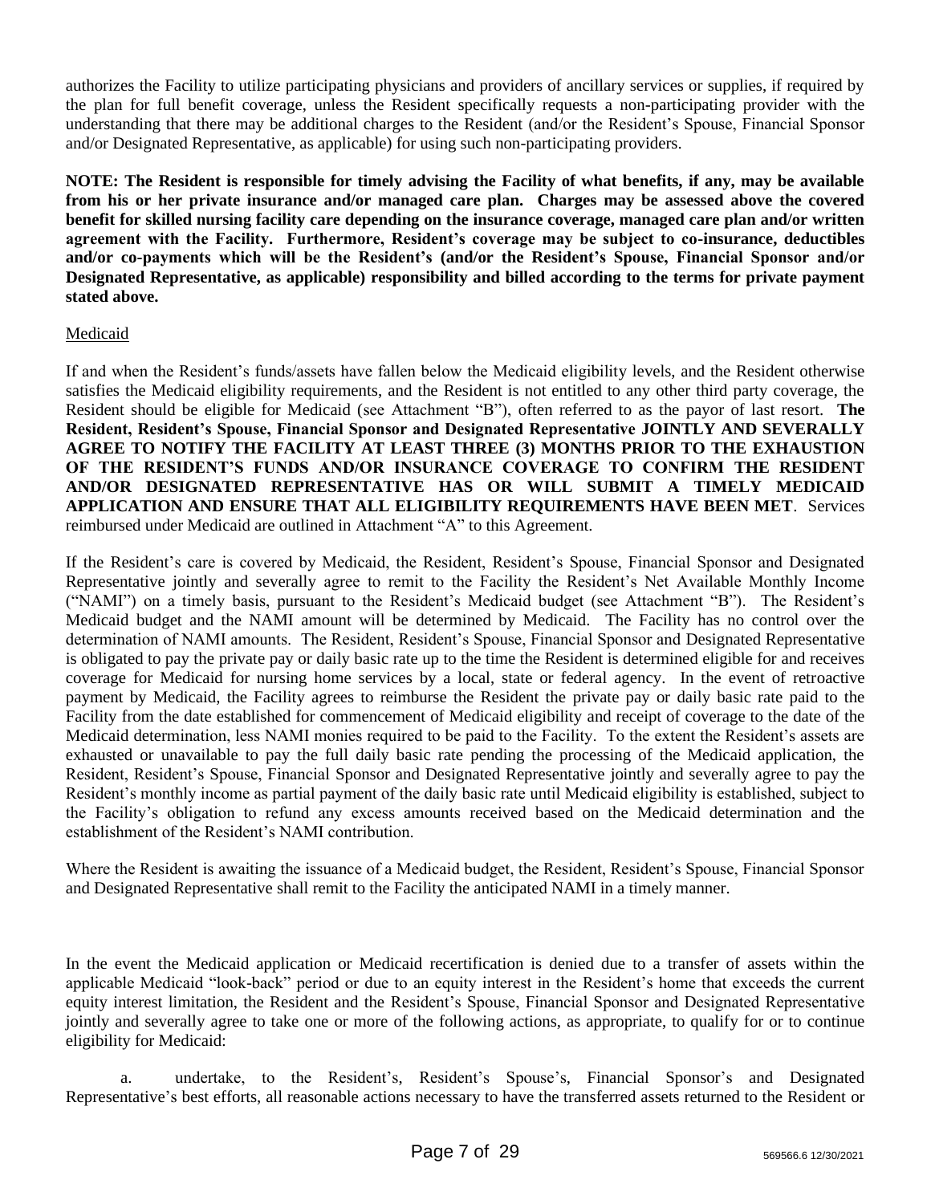authorizes the Facility to utilize participating physicians and providers of ancillary services or supplies, if required by the plan for full benefit coverage, unless the Resident specifically requests a non-participating provider with the understanding that there may be additional charges to the Resident (and/or the Resident's Spouse, Financial Sponsor and/or Designated Representative, as applicable) for using such non-participating providers.

**NOTE: The Resident is responsible for timely advising the Facility of what benefits, if any, may be available from his or her private insurance and/or managed care plan. Charges may be assessed above the covered benefit for skilled nursing facility care depending on the insurance coverage, managed care plan and/or written agreement with the Facility. Furthermore, Resident's coverage may be subject to co-insurance, deductibles and/or co-payments which will be the Resident's (and/or the Resident's Spouse, Financial Sponsor and/or Designated Representative, as applicable) responsibility and billed according to the terms for private payment stated above.**

<u>Medicaid</u>

If and when the Resident's funds/assets have fallen below the Medicaid eligibility levels, and the Resident otherwise satisfies the Medicaid eligibility requirements, and the Resident is not entitled to any other third party coverage, the Resident should be eligible for Medicaid (see Attachment "B"), often referred to as the payor of last resort. **The Resident, Resident's Spouse, Financial Sponsor and Designated Representative JOINTLY AND SEVERALLY AGREE TO NOTIFY THE FACILITY AT LEAST THREE (3) MONTHS PRIOR TO THE EXHAUSTION OF THE RESIDENT'S FUNDS AND/OR INSURANCE COVERAGE TO CONFIRM THE RESIDENT AND/OR DESIGNATED REPRESENTATIVE HAS OR WILL SUBMIT A TIMELY MEDICAID APPLICATION AND ENSURE THAT ALL ELIGIBILITY REQUIREMENTS HAVE BEEN MET**. Services reimbursed under Medicaid are outlined in Attachment "A" to this Agreement.

If the Resident's care is covered by Medicaid, the Resident, Resident's Spouse, Financial Sponsor and Designated Representative jointly and severally agree to remit to the Facility the Resident's Net Available Monthly Income ("NAMI") on a timely basis, pursuant to the Resident's Medicaid budget (see Attachment "B"). The Resident's Medicaid budget and the NAMI amount will be determined by Medicaid. The Facility has no control over the determination of NAMI amounts. The Resident, Resident's Spouse, Financial Sponsor and Designated Representative is obligated to pay the private pay or daily basic rate up to the time the Resident is determined eligible for and receives coverage for Medicaid for nursing home services by a local, state or federal agency. In the event of retroactive payment by Medicaid, the Facility agrees to reimburse the Resident the private pay or daily basic rate paid to the Facility from the date established for commencement of Medicaid eligibility and receipt of coverage to the date of the Medicaid determination, less NAMI monies required to be paid to the Facility. To the extent the Resident's assets are exhausted or unavailable to pay the full daily basic rate pending the processing of the Medicaid application, the Resident, Resident's Spouse, Financial Sponsor and Designated Representative jointly and severally agree to pay the Resident's monthly income as partial payment of the daily basic rate until Medicaid eligibility is established, subject to the Facility's obligation to refund any excess amounts received based on the Medicaid determination and the establishment of the Resident's NAMI contribution.

Where the Resident is awaiting the issuance of a Medicaid budget, the Resident, Resident's Spouse, Financial Sponsor and Designated Representative shall remit to the Facility the anticipated NAMI in a timely manner.

In the event the Medicaid application or Medicaid recertification is denied due to a transfer of assets within the applicable Medicaid "look-back" period or due to an equity interest in the Resident's home that exceeds the current equity interest limitation, the Resident and the Resident's Spouse, Financial Sponsor and Designated Representative jointly and severally agree to take one or more of the following actions, as appropriate, to qualify for or to continue eligibility for Medicaid:

a. undertake, to the Resident's, Resident's Spouse's, Financial Sponsor's and Designated Representative's best efforts, all reasonable actions necessary to have the transferred assets returned to the Resident or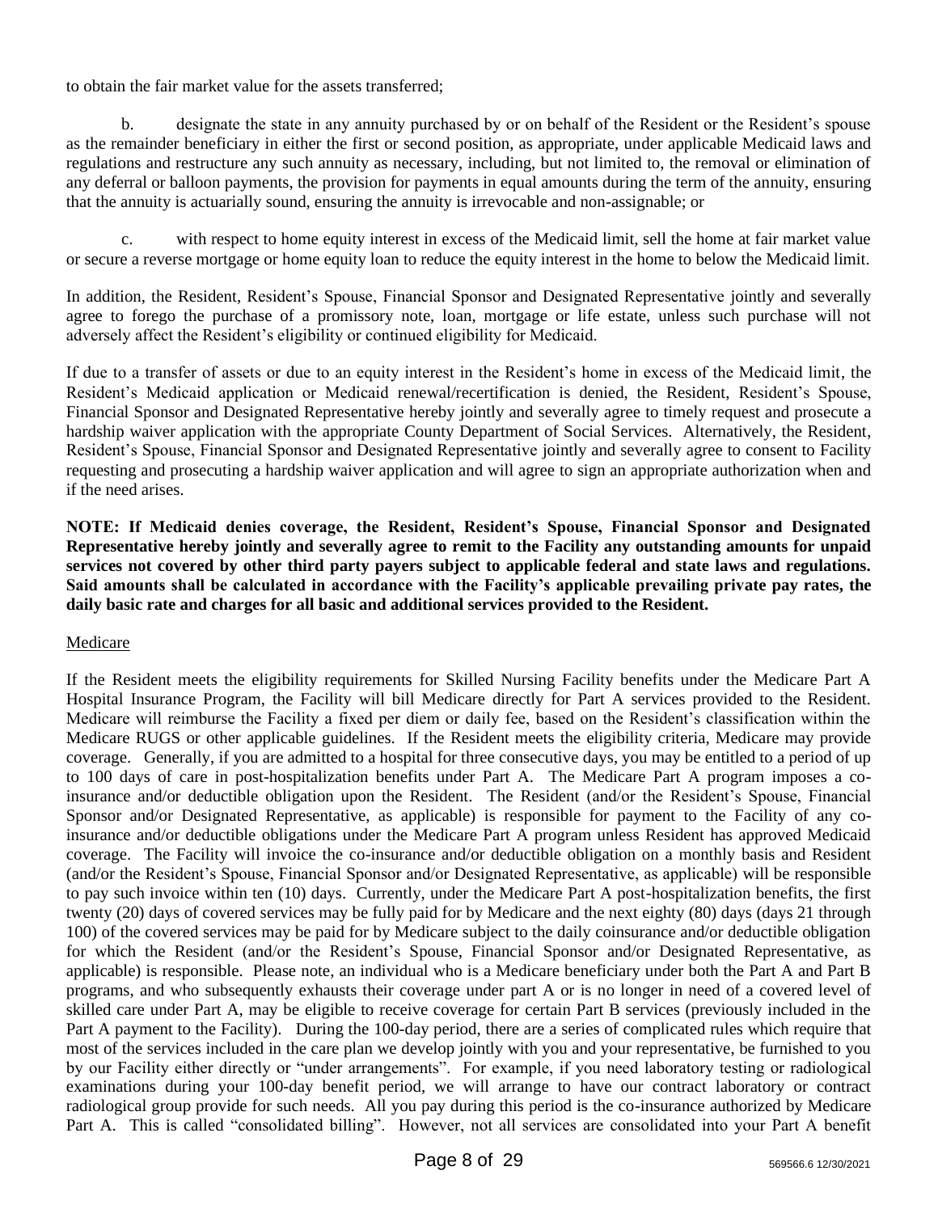to obtain the fair market value for the assets transferred;

b. designate the state in any annuity purchased by or on behalf of the Resident or the Resident's spouse as the remainder beneficiary in either the first or second position, as appropriate, under applicable Medicaid laws and regulations and restructure any such annuity as necessary, including, but not limited to, the removal or elimination of any deferral or balloon payments, the provision for payments in equal amounts during the term of the annuity, ensuring that the annuity is actuarially sound, ensuring the annuity is irrevocable and non-assignable; or

c. with respect to home equity interest in excess of the Medicaid limit, sell the home at fair market value or secure a reverse mortgage or home equity loan to reduce the equity interest in the home to below the Medicaid limit.

In addition, the Resident, Resident's Spouse, Financial Sponsor and Designated Representative jointly and severally agree to forego the purchase of a promissory note, loan, mortgage or life estate, unless such purchase will not adversely affect the Resident's eligibility or continued eligibility for Medicaid.

If due to a transfer of assets or due to an equity interest in the Resident's home in excess of the Medicaid limit, the Resident's Medicaid application or Medicaid renewal/recertification is denied, the Resident, Resident's Spouse, Financial Sponsor and Designated Representative hereby jointly and severally agree to timely request and prosecute a hardship waiver application with the appropriate County Department of Social Services. Alternatively, the Resident, Resident's Spouse, Financial Sponsor and Designated Representative jointly and severally agree to consent to Facility requesting and prosecuting a hardship waiver application and will agree to sign an appropriate authorization when and if the need arises.

**NOTE: If Medicaid denies coverage, the Resident, Resident's Spouse, Financial Sponsor and Designated Representative hereby jointly and severally agree to remit to the Facility any outstanding amounts for unpaid services not covered by other third party payers subject to applicable federal and state laws and regulations. Said amounts shall be calculated in accordance with the Facility's applicable prevailing private pay rates, the daily basic rate and charges for all basic and additional services provided to the Resident.**

Medicare

If the Resident meets the eligibility requirements for Skilled Nursing Facility benefits under the Medicare Part A Hospital Insurance Program, the Facility will bill Medicare directly for Part A services provided to the Resident. Medicare will reimburse the Facility a fixed per diem or daily fee, based on the Resident's classification within the Medicare RUGS or other applicable guidelines. If the Resident meets the eligibility criteria, Medicare may provide coverage. Generally, if you are admitted to a hospital for three consecutive days, you may be entitled to a period of up to 100 days of care in post-hospitalization benefits under Part A. The Medicare Part A program imposes a co-insurance and/or deductible obligation upon the Resident. The Resident (and/or the Resident's Spouse, Financial Sponsor and/or Designated Representative, as applicable) is responsible for payment to the Facility of any co-insurance and/or deductible obligations under the Medicare Part A program unless Resident has approved Medicaid coverage. The Facility will invoice the co-insurance and/or deductible obligation on a monthly basis and Resident (and/or the Resident's Spouse, Financial Sponsor and/or Designated Representative, as applicable) will be responsible to pay such invoice within ten (10) days. Currently, under the Medicare Part A post-hospitalization benefits, the first twenty (20) days of covered services may be fully paid for by Medicare and the next eighty (80) days (days 21 through 100) of the covered services may be paid for by Medicare subject to the daily coinsurance and/or deductible obligation for which the Resident (and/or the Resident's Spouse, Financial Sponsor and/or Designated Representative, as applicable) is responsible. Please note, an individual who is a Medicare beneficiary under both the Part A and Part B programs, and who subsequently exhausts their coverage under part A or is no longer in need of a covered level of skilled care under Part A, may be eligible to receive coverage for certain Part B services (previously included in the Part A payment to the Facility). During the 100-day period, there are a series of complicated rules which require that most of the services included in the care plan we develop jointly with you and your representative, be furnished to you by our Facility either directly or "under arrangements". For example, if you need laboratory testing or radiological examinations during your 100-day benefit period, we will arrange to have our contract laboratory or contract radiological group provide for such needs. All you pay during this period is the co-insurance authorized by Medicare Part A. This is called "consolidated billing". However, not all services are consolidated into your Part A benefit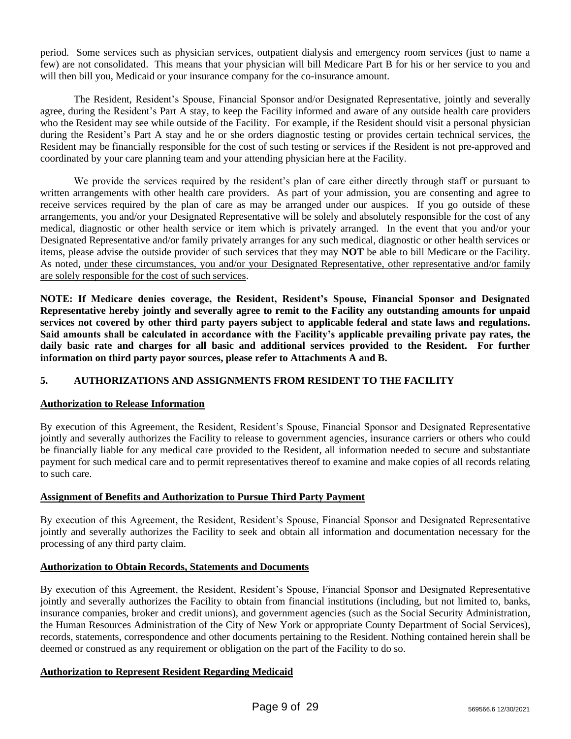period. Some services such as physician services, outpatient dialysis and emergency room services (just to name a few) are not consolidated. This means that your physician will bill Medicare Part B for his or her service to you and will then bill you, Medicaid or your insurance company for the co-insurance amount.

The Resident, Resident's Spouse, Financial Sponsor and/or Designated Representative, jointly and severally agree, during the Resident's Part A stay, to keep the Facility informed and aware of any outside health care providers who the Resident may see while outside of the Facility. For example, if the Resident should visit a personal physician during the Resident's Part A stay and he or she orders diagnostic testing or provides certain technical services, <u>the Resident may be financially responsible for the cost</u> of such testing or services if the Resident is not pre-approved and coordinated by your care planning team and your attending physician here at the Facility.

We provide the services required by the resident's plan of care either directly through staff or pursuant to written arrangements with other health care providers. As part of your admission, you are consenting and agree to receive services required by the plan of care as may be arranged under our auspices. If you go outside of these arrangements, you and/or your Designated Representative will be solely and absolutely responsible for the cost of any medical, diagnostic or other health service or item which is privately arranged. In the event that you and/or your Designated Representative and/or family privately arranges for any such medical, diagnostic or other health services or items, please advise the outside provider of such services that they may **NOT** be able to bill Medicare or the Facility. As noted, <u>under these circumstances, you and/or your Designated Representative, other representative and/or family are solely responsible for the cost of such services</u>.

**NOTE: If Medicare denies coverage, the Resident, Resident's Spouse, Financial Sponsor and Designated Representative hereby jointly and severally agree to remit to the Facility any outstanding amounts for unpaid services not covered by other third party payers subject to applicable federal and state laws and regulations. Said amounts shall be calculated in accordance with the Facility's applicable prevailing private pay rates, the daily basic rate and charges for all basic and additional services provided to the Resident. For further information on third party payor sources, please refer to Attachments A and B.**

## 5. AUTHORIZATIONS AND ASSIGNMENTS FROM RESIDENT TO THE FACILITY

**<u>Authorization to Release Information</u>**

By execution of this Agreement, the Resident, Resident's Spouse, Financial Sponsor and Designated Representative jointly and severally authorizes the Facility to release to government agencies, insurance carriers or others who could be financially liable for any medical care provided to the Resident, all information needed to secure and substantiate payment for such medical care and to permit representatives thereof to examine and make copies of all records relating to such care.

**<u>Assignment of Benefits and Authorization to Pursue Third Party Payment</u>**

By execution of this Agreement, the Resident, Resident's Spouse, Financial Sponsor and Designated Representative jointly and severally authorizes the Facility to seek and obtain all information and documentation necessary for the processing of any third party claim.

**<u>Authorization to Obtain Records, Statements and Documents</u>**

By execution of this Agreement, the Resident, Resident's Spouse, Financial Sponsor and Designated Representative jointly and severally authorizes the Facility to obtain from financial institutions (including, but not limited to, banks, insurance companies, broker and credit unions), and government agencies (such as the Social Security Administration, the Human Resources Administration of the City of New York or appropriate County Department of Social Services), records, statements, correspondence and other documents pertaining to the Resident. Nothing contained herein shall be deemed or construed as any requirement or obligation on the part of the Facility to do so.

**<u>Authorization to Represent Resident Regarding Medicaid</u>**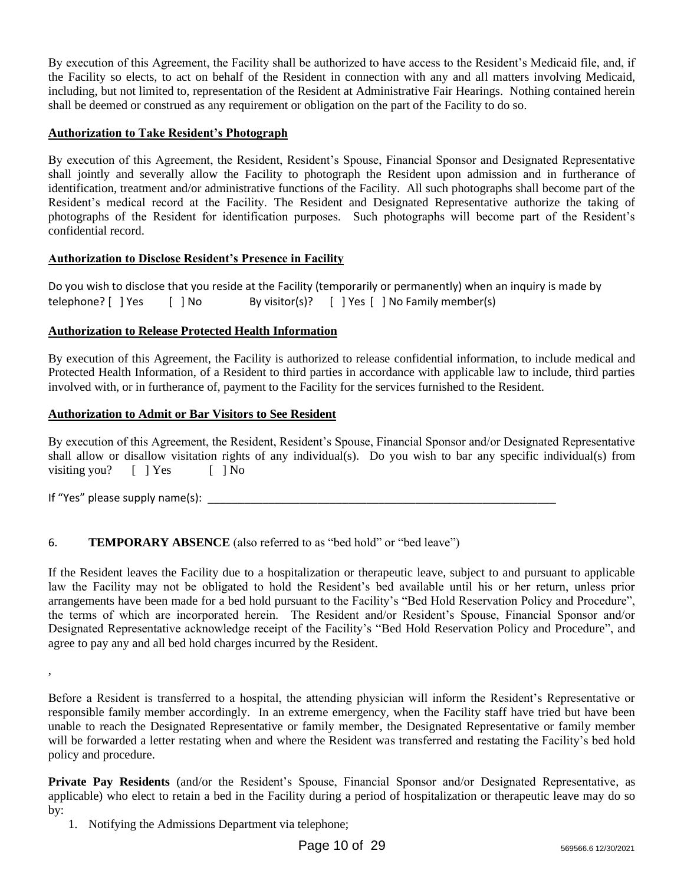By execution of this Agreement, the Facility shall be authorized to have access to the Resident's Medicaid file, and, if the Facility so elects, to act on behalf of the Resident in connection with any and all matters involving Medicaid, including, but not limited to, representation of the Resident at Administrative Fair Hearings. Nothing contained herein shall be deemed or construed as any requirement or obligation on the part of the Facility to do so.

**Authorization to Take Resident's Photograph**

By execution of this Agreement, the Resident, Resident's Spouse, Financial Sponsor and Designated Representative shall jointly and severally allow the Facility to photograph the Resident upon admission and in furtherance of identification, treatment and/or administrative functions of the Facility. All such photographs shall become part of the Resident's medical record at the Facility. The Resident and Designated Representative authorize the taking of photographs of the Resident for identification purposes. Such photographs will become part of the Resident's confidential record.

**Authorization to Disclose Resident's Presence in Facility**

Do you wish to disclose that you reside at the Facility (temporarily or permanently) when an inquiry is made by telephone? [ ] Yes [ ] No By visitor(s)? [ ] Yes [ ] No Family member(s)

**Authorization to Release Protected Health Information**

By execution of this Agreement, the Facility is authorized to release confidential information, to include medical and Protected Health Information, of a Resident to third parties in accordance with applicable law to include, third parties involved with, or in furtherance of, payment to the Facility for the services furnished to the Resident.

**Authorization to Admit or Bar Visitors to See Resident**

By execution of this Agreement, the Resident, Resident's Spouse, Financial Sponsor and/or Designated Representative shall allow or disallow visitation rights of any individual(s). Do you wish to bar any specific individual(s) from visiting you? [ ] Yes [ ] No

If "Yes" please supply name(s): ___________________________________________________________

6. **TEMPORARY ABSENCE** (also referred to as "bed hold" or "bed leave")

If the Resident leaves the Facility due to a hospitalization or therapeutic leave, subject to and pursuant to applicable law the Facility may not be obligated to hold the Resident's bed available until his or her return, unless prior arrangements have been made for a bed hold pursuant to the Facility's "Bed Hold Reservation Policy and Procedure", the terms of which are incorporated herein. The Resident and/or Resident's Spouse, Financial Sponsor and/or Designated Representative acknowledge receipt of the Facility's "Bed Hold Reservation Policy and Procedure", and agree to pay any and all bed hold charges incurred by the Resident.

,

Before a Resident is transferred to a hospital, the attending physician will inform the Resident's Representative or responsible family member accordingly. In an extreme emergency, when the Facility staff have tried but have been unable to reach the Designated Representative or family member, the Designated Representative or family member will be forwarded a letter restating when and where the Resident was transferred and restating the Facility's bed hold policy and procedure.

**Private Pay Residents** (and/or the Resident's Spouse, Financial Sponsor and/or Designated Representative, as applicable) who elect to retain a bed in the Facility during a period of hospitalization or therapeutic leave may do so by:

1. Notifying the Admissions Department via telephone;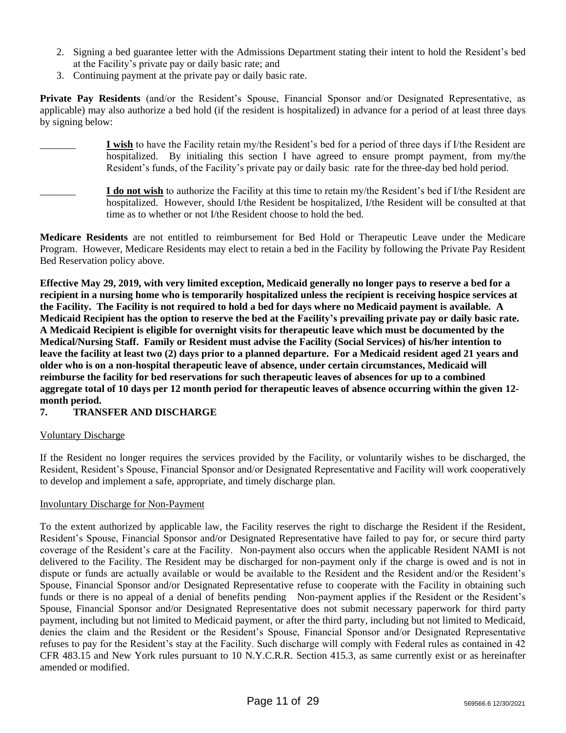2. Signing a bed guarantee letter with the Admissions Department stating their intent to hold the Resident's bed at the Facility's private pay or daily basic rate; and
3. Continuing payment at the private pay or daily basic rate.

**Private Pay Residents** (and/or the Resident's Spouse, Financial Sponsor and/or Designated Representative, as applicable) may also authorize a bed hold (if the resident is hospitalized) in advance for a period of at least three days by signing below:

_______ **I wish** to have the Facility retain my/the Resident's bed for a period of three days if I/the Resident are hospitalized. By initialing this section I have agreed to ensure prompt payment, from my/the Resident's funds, of the Facility's private pay or daily basic rate for the three-day bed hold period.

_______ **I do not wish** to authorize the Facility at this time to retain my/the Resident's bed if I/the Resident are hospitalized. However, should I/the Resident be hospitalized, I/the Resident will be consulted at that time as to whether or not I/the Resident choose to hold the bed.

**Medicare Residents** are not entitled to reimbursement for Bed Hold or Therapeutic Leave under the Medicare Program. However, Medicare Residents may elect to retain a bed in the Facility by following the Private Pay Resident Bed Reservation policy above.

**Effective May 29, 2019, with very limited exception, Medicaid generally no longer pays to reserve a bed for a recipient in a nursing home who is temporarily hospitalized unless the recipient is receiving hospice services at the Facility. The Facility is not required to hold a bed for days where no Medicaid payment is available. A Medicaid Recipient has the option to reserve the bed at the Facility's prevailing private pay or daily basic rate. A Medicaid Recipient is eligible for overnight visits for therapeutic leave which must be documented by the Medical/Nursing Staff. Family or Resident must advise the Facility (Social Services) of his/her intention to leave the facility at least two (2) days prior to a planned departure. For a Medicaid resident aged 21 years and older who is on a non-hospital therapeutic leave of absence, under certain circumstances, Medicaid will reimburse the facility for bed reservations for such therapeutic leaves of absences for up to a combined aggregate total of 10 days per 12 month period for therapeutic leaves of absence occurring within the given 12-month period.**

## 7. TRANSFER AND DISCHARGE

Voluntary Discharge

If the Resident no longer requires the services provided by the Facility, or voluntarily wishes to be discharged, the Resident, Resident's Spouse, Financial Sponsor and/or Designated Representative and Facility will work cooperatively to develop and implement a safe, appropriate, and timely discharge plan.

Involuntary Discharge for Non-Payment

To the extent authorized by applicable law, the Facility reserves the right to discharge the Resident if the Resident, Resident's Spouse, Financial Sponsor and/or Designated Representative have failed to pay for, or secure third party coverage of the Resident's care at the Facility. Non-payment also occurs when the applicable Resident NAMI is not delivered to the Facility. The Resident may be discharged for non-payment only if the charge is owed and is not in dispute or funds are actually available or would be available to the Resident and the Resident and/or the Resident's Spouse, Financial Sponsor and/or Designated Representative refuse to cooperate with the Facility in obtaining such funds or there is no appeal of a denial of benefits pending Non-payment applies if the Resident or the Resident's Spouse, Financial Sponsor and/or Designated Representative does not submit necessary paperwork for third party payment, including but not limited to Medicaid payment, or after the third party, including but not limited to Medicaid, denies the claim and the Resident or the Resident's Spouse, Financial Sponsor and/or Designated Representative refuses to pay for the Resident's stay at the Facility. Such discharge will comply with Federal rules as contained in 42 CFR 483.15 and New York rules pursuant to 10 N.Y.C.R.R. Section 415.3, as same currently exist or as hereinafter amended or modified.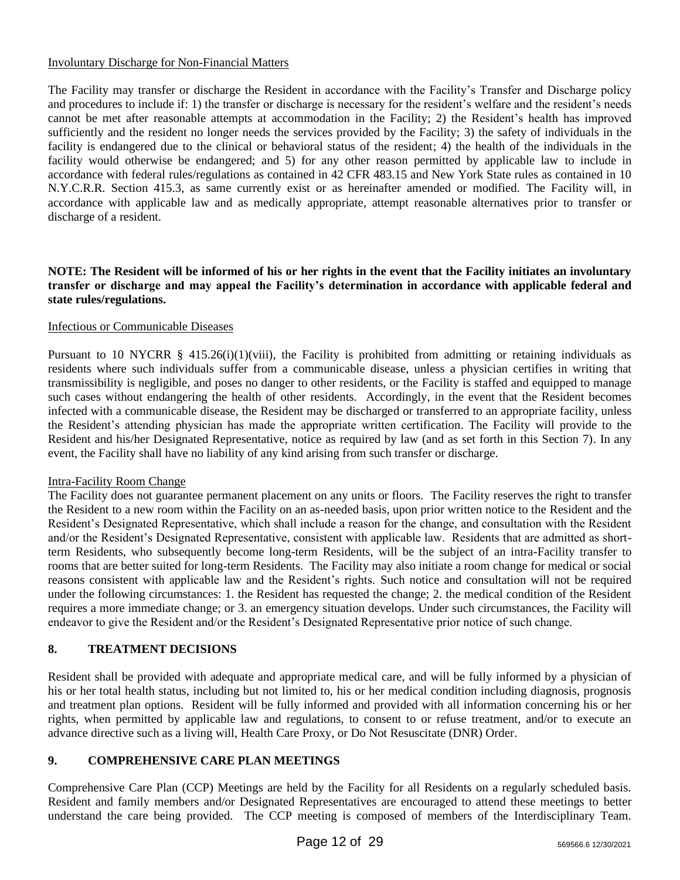Involuntary Discharge for Non-Financial Matters

The Facility may transfer or discharge the Resident in accordance with the Facility's Transfer and Discharge policy and procedures to include if: 1) the transfer or discharge is necessary for the resident's welfare and the resident's needs cannot be met after reasonable attempts at accommodation in the Facility; 2) the Resident's health has improved sufficiently and the resident no longer needs the services provided by the Facility; 3) the safety of individuals in the facility is endangered due to the clinical or behavioral status of the resident; 4) the health of the individuals in the facility would otherwise be endangered; and 5) for any other reason permitted by applicable law to include in accordance with federal rules/regulations as contained in 42 CFR 483.15 and New York State rules as contained in 10 N.Y.C.R.R. Section 415.3, as same currently exist or as hereinafter amended or modified. The Facility will, in accordance with applicable law and as medically appropriate, attempt reasonable alternatives prior to transfer or discharge of a resident.

**NOTE: The Resident will be informed of his or her rights in the event that the Facility initiates an involuntary transfer or discharge and may appeal the Facility's determination in accordance with applicable federal and state rules/regulations.**

Infectious or Communicable Diseases

Pursuant to 10 NYCRR § 415.26(i)(1)(viii), the Facility is prohibited from admitting or retaining individuals as residents where such individuals suffer from a communicable disease, unless a physician certifies in writing that transmissibility is negligible, and poses no danger to other residents, or the Facility is staffed and equipped to manage such cases without endangering the health of other residents. Accordingly, in the event that the Resident becomes infected with a communicable disease, the Resident may be discharged or transferred to an appropriate facility, unless the Resident's attending physician has made the appropriate written certification. The Facility will provide to the Resident and his/her Designated Representative, notice as required by law (and as set forth in this Section 7). In any event, the Facility shall have no liability of any kind arising from such transfer or discharge.

Intra-Facility Room Change

The Facility does not guarantee permanent placement on any units or floors. The Facility reserves the right to transfer the Resident to a new room within the Facility on an as-needed basis, upon prior written notice to the Resident and the Resident's Designated Representative, which shall include a reason for the change, and consultation with the Resident and/or the Resident's Designated Representative, consistent with applicable law. Residents that are admitted as short-term Residents, who subsequently become long-term Residents, will be the subject of an intra-Facility transfer to rooms that are better suited for long-term Residents. The Facility may also initiate a room change for medical or social reasons consistent with applicable law and the Resident's rights. Such notice and consultation will not be required under the following circumstances: 1. the Resident has requested the change; 2. the medical condition of the Resident requires a more immediate change; or 3. an emergency situation develops. Under such circumstances, the Facility will endeavor to give the Resident and/or the Resident's Designated Representative prior notice of such change.

## 8. TREATMENT DECISIONS

Resident shall be provided with adequate and appropriate medical care, and will be fully informed by a physician of his or her total health status, including but not limited to, his or her medical condition including diagnosis, prognosis and treatment plan options. Resident will be fully informed and provided with all information concerning his or her rights, when permitted by applicable law and regulations, to consent to or refuse treatment, and/or to execute an advance directive such as a living will, Health Care Proxy, or Do Not Resuscitate (DNR) Order.

## 9. COMPREHENSIVE CARE PLAN MEETINGS

Comprehensive Care Plan (CCP) Meetings are held by the Facility for all Residents on a regularly scheduled basis. Resident and family members and/or Designated Representatives are encouraged to attend these meetings to better understand the care being provided. The CCP meeting is composed of members of the Interdisciplinary Team.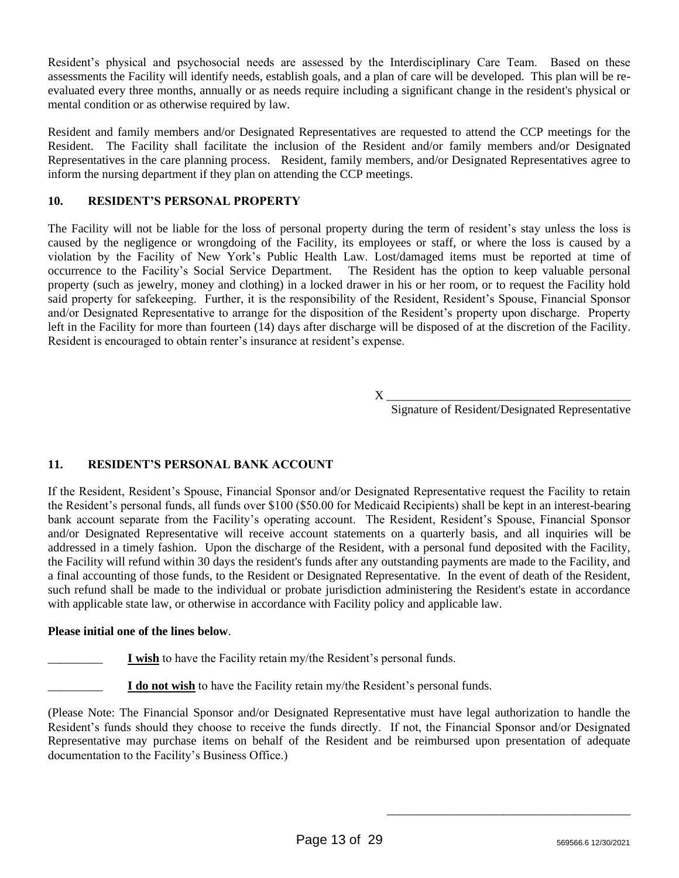Resident's physical and psychosocial needs are assessed by the Interdisciplinary Care Team. Based on these assessments the Facility will identify needs, establish goals, and a plan of care will be developed. This plan will be re-evaluated every three months, annually or as needs require including a significant change in the resident's physical or mental condition or as otherwise required by law.

Resident and family members and/or Designated Representatives are requested to attend the CCP meetings for the Resident. The Facility shall facilitate the inclusion of the Resident and/or family members and/or Designated Representatives in the care planning process. Resident, family members, and/or Designated Representatives agree to inform the nursing department if they plan on attending the CCP meetings.

## 10. RESIDENT'S PERSONAL PROPERTY

The Facility will not be liable for the loss of personal property during the term of resident's stay unless the loss is caused by the negligence or wrongdoing of the Facility, its employees or staff, or where the loss is caused by a violation by the Facility of New York's Public Health Law. Lost/damaged items must be reported at time of occurrence to the Facility's Social Service Department. The Resident has the option to keep valuable personal property (such as jewelry, money and clothing) in a locked drawer in his or her room, or to request the Facility hold said property for safekeeping. Further, it is the responsibility of the Resident, Resident's Spouse, Financial Sponsor and/or Designated Representative to arrange for the disposition of the Resident's property upon discharge. Property left in the Facility for more than fourteen (14) days after discharge will be disposed of at the discretion of the Facility. Resident is encouraged to obtain renter's insurance at resident's expense.

X ________________________________________

Signature of Resident/Designated Representative

## 11. RESIDENT'S PERSONAL BANK ACCOUNT

If the Resident, Resident's Spouse, Financial Sponsor and/or Designated Representative request the Facility to retain the Resident's personal funds, all funds over $100 ($50.00 for Medicaid Recipients) shall be kept in an interest-bearing bank account separate from the Facility's operating account. The Resident, Resident's Spouse, Financial Sponsor and/or Designated Representative will receive account statements on a quarterly basis, and all inquiries will be addressed in a timely fashion. Upon the discharge of the Resident, with a personal fund deposited with the Facility, the Facility will refund within 30 days the resident's funds after any outstanding payments are made to the Facility, and a final accounting of those funds, to the Resident or Designated Representative. In the event of death of the Resident, such refund shall be made to the individual or probate jurisdiction administering the Resident's estate in accordance with applicable state law, or otherwise in accordance with Facility policy and applicable law.

**Please initial one of the lines below**.

_________ **I wish** to have the Facility retain my/the Resident's personal funds.

_________ **I do not wish** to have the Facility retain my/the Resident's personal funds.

(Please Note: The Financial Sponsor and/or Designated Representative must have legal authorization to handle the Resident's funds should they choose to receive the funds directly. If not, the Financial Sponsor and/or Designated Representative may purchase items on behalf of the Resident and be reimbursed upon presentation of adequate documentation to the Facility's Business Office.)

________________________________________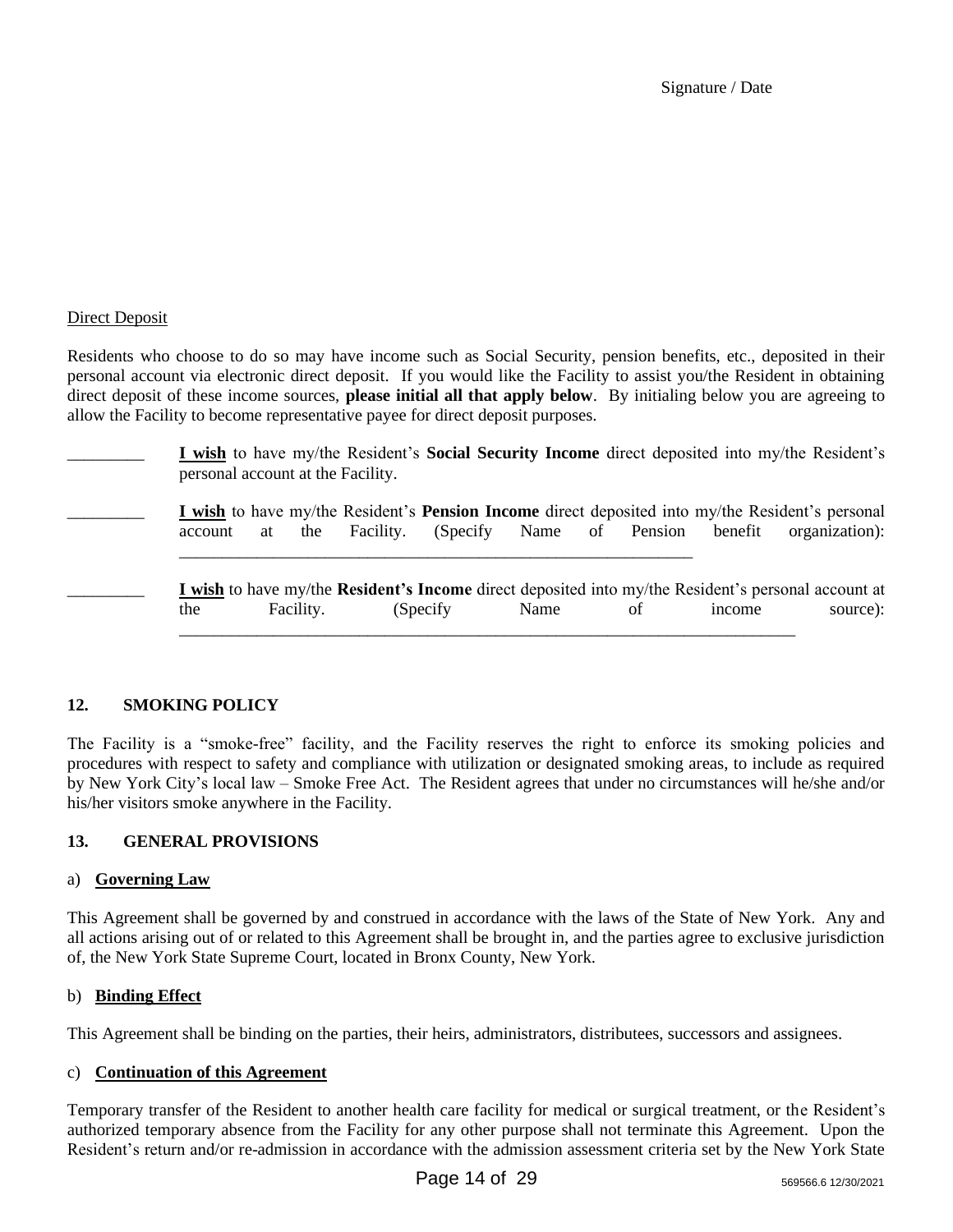Signature / Date

Direct Deposit

Residents who choose to do so may have income such as Social Security, pension benefits, etc., deposited in their personal account via electronic direct deposit. If you would like the Facility to assist you/the Resident in obtaining direct deposit of these income sources, **please initial all that apply below**. By initialing below you are agreeing to allow the Facility to become representative payee for direct deposit purposes.

_________ **I wish** to have my/the Resident's **Social Security Income** direct deposited into my/the Resident's personal account at the Facility.

_________ **I wish** to have my/the Resident's **Pension Income** direct deposited into my/the Resident's personal account at the Facility. (Specify Name of Pension benefit organization): _______________________________________________________________

_________ **I wish** to have my/the **Resident's Income** direct deposited into my/the Resident's personal account at the Facility. (Specify Name of income source): ___________________________________________________________________________

**12. SMOKING POLICY**

The Facility is a "smoke-free" facility, and the Facility reserves the right to enforce its smoking policies and procedures with respect to safety and compliance with utilization or designated smoking areas, to include as required by New York City's local law – Smoke Free Act. The Resident agrees that under no circumstances will he/she and/or his/her visitors smoke anywhere in the Facility.

**13. GENERAL PROVISIONS**

a) **Governing Law**

This Agreement shall be governed by and construed in accordance with the laws of the State of New York. Any and all actions arising out of or related to this Agreement shall be brought in, and the parties agree to exclusive jurisdiction of, the New York State Supreme Court, located in Bronx County, New York.

b) **Binding Effect**

This Agreement shall be binding on the parties, their heirs, administrators, distributees, successors and assignees.

c) **Continuation of this Agreement**

Temporary transfer of the Resident to another health care facility for medical or surgical treatment, or the Resident's authorized temporary absence from the Facility for any other purpose shall not terminate this Agreement. Upon the Resident's return and/or re-admission in accordance with the admission assessment criteria set by the New York State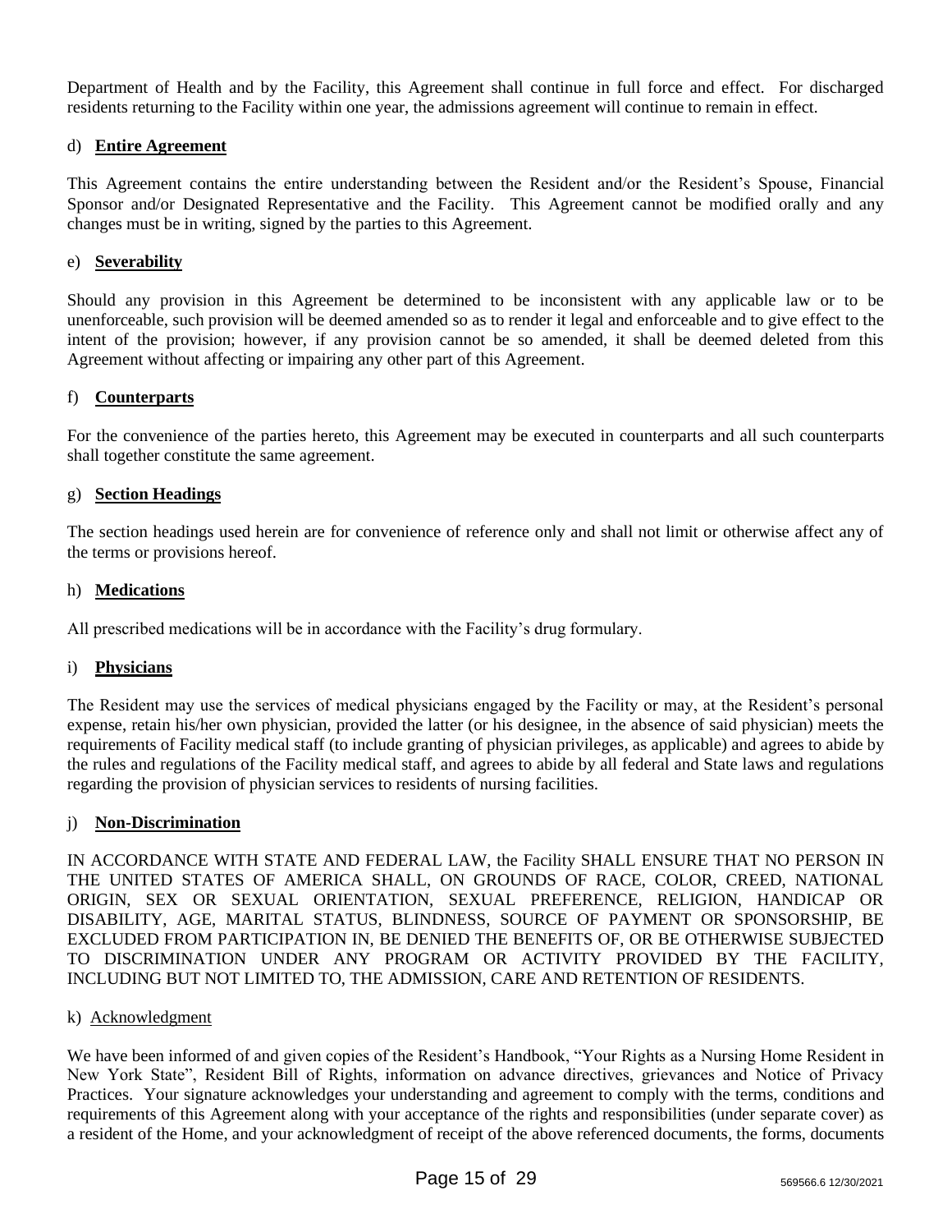Department of Health and by the Facility, this Agreement shall continue in full force and effect. For discharged residents returning to the Facility within one year, the admissions agreement will continue to remain in effect.

d) **Entire Agreement**

This Agreement contains the entire understanding between the Resident and/or the Resident's Spouse, Financial Sponsor and/or Designated Representative and the Facility. This Agreement cannot be modified orally and any changes must be in writing, signed by the parties to this Agreement.

e) **Severability**

Should any provision in this Agreement be determined to be inconsistent with any applicable law or to be unenforceable, such provision will be deemed amended so as to render it legal and enforceable and to give effect to the intent of the provision; however, if any provision cannot be so amended, it shall be deemed deleted from this Agreement without affecting or impairing any other part of this Agreement.

f) **Counterparts**

For the convenience of the parties hereto, this Agreement may be executed in counterparts and all such counterparts shall together constitute the same agreement.

g) **Section Headings**

The section headings used herein are for convenience of reference only and shall not limit or otherwise affect any of the terms or provisions hereof.

h) **Medications**

All prescribed medications will be in accordance with the Facility's drug formulary.

i) **Physicians**

The Resident may use the services of medical physicians engaged by the Facility or may, at the Resident's personal expense, retain his/her own physician, provided the latter (or his designee, in the absence of said physician) meets the requirements of Facility medical staff (to include granting of physician privileges, as applicable) and agrees to abide by the rules and regulations of the Facility medical staff, and agrees to abide by all federal and State laws and regulations regarding the provision of physician services to residents of nursing facilities.

j) **Non-Discrimination**

IN ACCORDANCE WITH STATE AND FEDERAL LAW, the Facility SHALL ENSURE THAT NO PERSON IN THE UNITED STATES OF AMERICA SHALL, ON GROUNDS OF RACE, COLOR, CREED, NATIONAL ORIGIN, SEX OR SEXUAL ORIENTATION, SEXUAL PREFERENCE, RELIGION, HANDICAP OR DISABILITY, AGE, MARITAL STATUS, BLINDNESS, SOURCE OF PAYMENT OR SPONSORSHIP, BE EXCLUDED FROM PARTICIPATION IN, BE DENIED THE BENEFITS OF, OR BE OTHERWISE SUBJECTED TO DISCRIMINATION UNDER ANY PROGRAM OR ACTIVITY PROVIDED BY THE FACILITY, INCLUDING BUT NOT LIMITED TO, THE ADMISSION, CARE AND RETENTION OF RESIDENTS.

k) Acknowledgment

We have been informed of and given copies of the Resident's Handbook, "Your Rights as a Nursing Home Resident in New York State", Resident Bill of Rights, information on advance directives, grievances and Notice of Privacy Practices. Your signature acknowledges your understanding and agreement to comply with the terms, conditions and requirements of this Agreement along with your acceptance of the rights and responsibilities (under separate cover) as a resident of the Home, and your acknowledgment of receipt of the above referenced documents, the forms, documents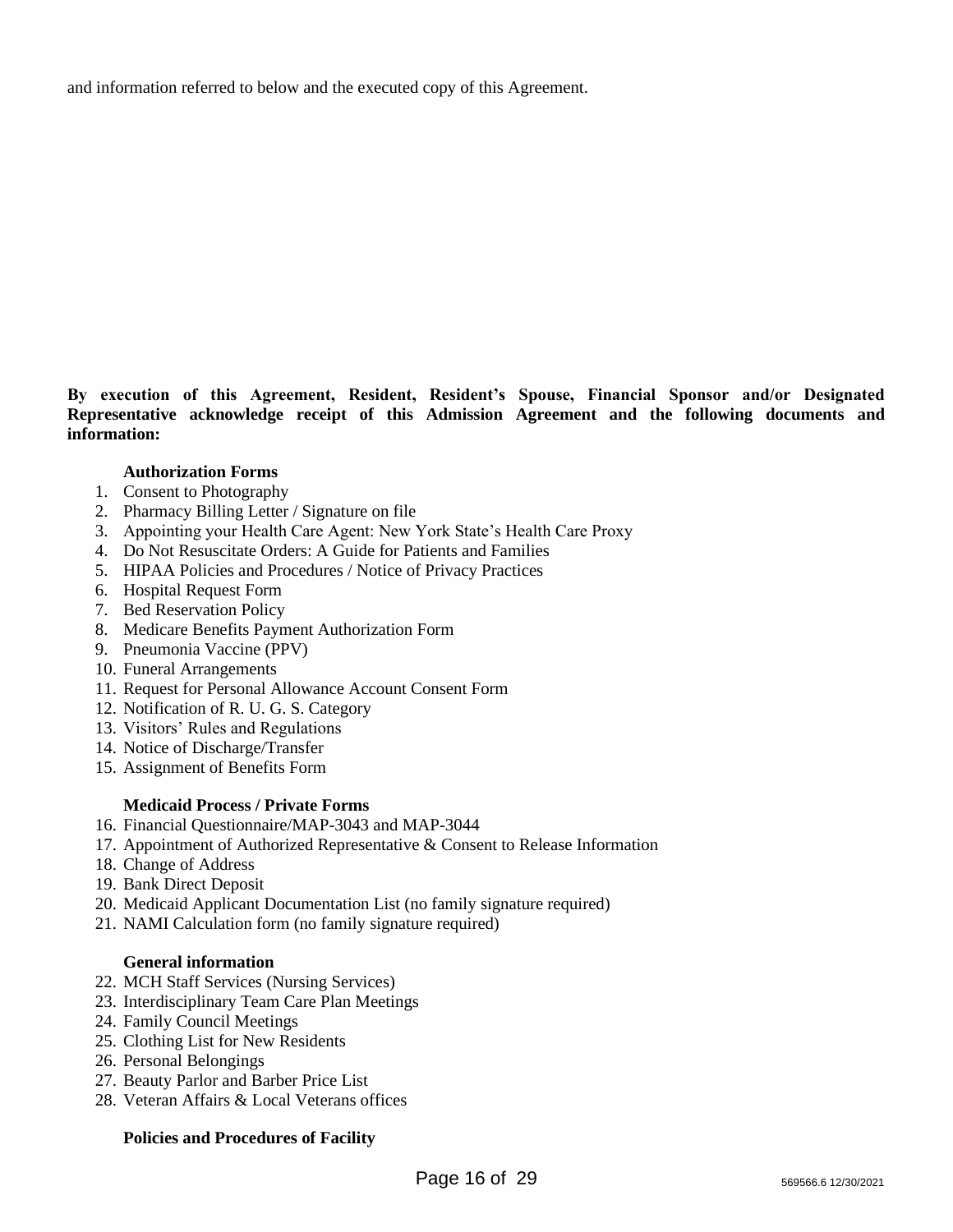and information referred to below and the executed copy of this Agreement.

**By execution of this Agreement, Resident, Resident's Spouse, Financial Sponsor and/or Designated Representative acknowledge receipt of this Admission Agreement and the following documents and information:**

**Authorization Forms**

1. Consent to Photography
2. Pharmacy Billing Letter / Signature on file
3. Appointing your Health Care Agent: New York State's Health Care Proxy
4. Do Not Resuscitate Orders: A Guide for Patients and Families
5. HIPAA Policies and Procedures / Notice of Privacy Practices
6. Hospital Request Form
7. Bed Reservation Policy
8. Medicare Benefits Payment Authorization Form
9. Pneumonia Vaccine (PPV)
10. Funeral Arrangements
11. Request for Personal Allowance Account Consent Form
12. Notification of R. U. G. S. Category
13. Visitors' Rules and Regulations
14. Notice of Discharge/Transfer
15. Assignment of Benefits Form

**Medicaid Process / Private Forms**

16. Financial Questionnaire/MAP-3043 and MAP-3044
17. Appointment of Authorized Representative & Consent to Release Information
18. Change of Address
19. Bank Direct Deposit
20. Medicaid Applicant Documentation List (no family signature required)
21. NAMI Calculation form (no family signature required)

**General information**

22. MCH Staff Services (Nursing Services)
23. Interdisciplinary Team Care Plan Meetings
24. Family Council Meetings
25. Clothing List for New Residents
26. Personal Belongings
27. Beauty Parlor and Barber Price List
28. Veteran Affairs & Local Veterans offices

**Policies and Procedures of Facility**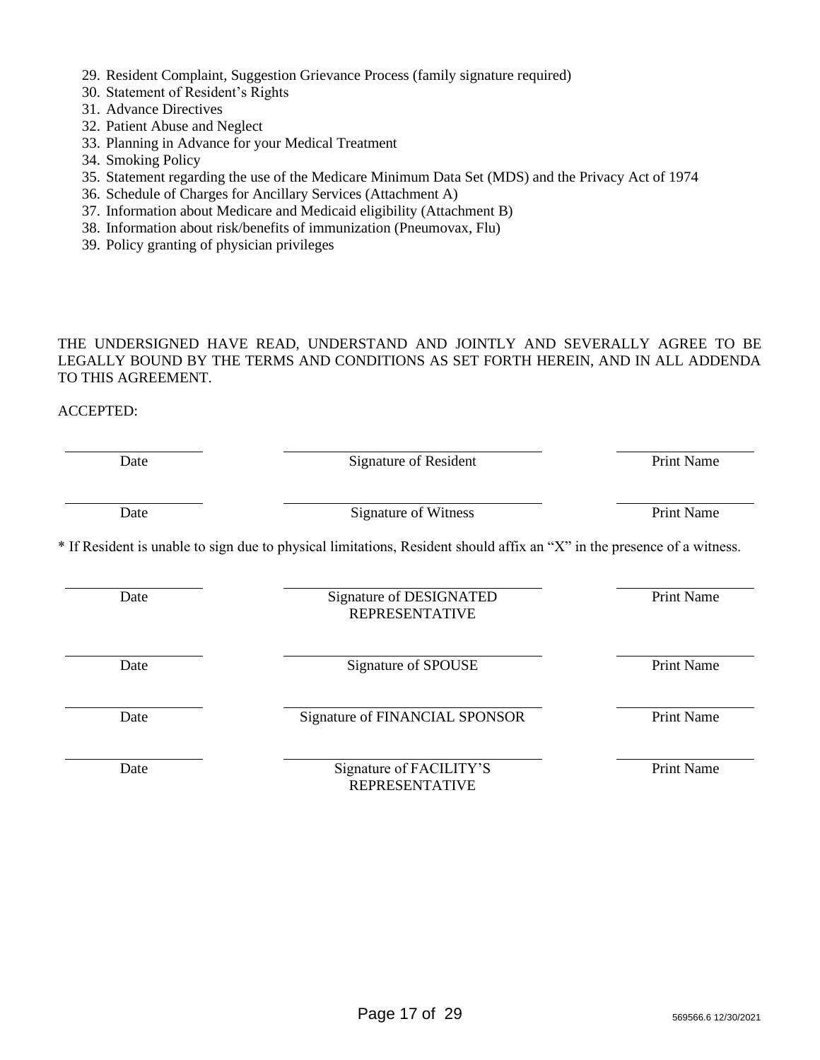29. Resident Complaint, Suggestion Grievance Process (family signature required)
30. Statement of Resident's Rights
31. Advance Directives
32. Patient Abuse and Neglect
33. Planning in Advance for your Medical Treatment
34. Smoking Policy
35. Statement regarding the use of the Medicare Minimum Data Set (MDS) and the Privacy Act of 1974
36. Schedule of Charges for Ancillary Services (Attachment A)
37. Information about Medicare and Medicaid eligibility (Attachment B)
38. Information about risk/benefits of immunization (Pneumovax, Flu)
39. Policy granting of physician privileges

THE UNDERSIGNED HAVE READ, UNDERSTAND AND JOINTLY AND SEVERALLY AGREE TO BE LEGALLY BOUND BY THE TERMS AND CONDITIONS AS SET FORTH HEREIN, AND IN ALL ADDENDA TO THIS AGREEMENT.

ACCEPTED:

| | | |
|---|---|---|
| Date | Signature of Resident | Print Name |
| Date | Signature of Witness | Print Name |

* If Resident is unable to sign due to physical limitations, Resident should affix an "X" in the presence of a witness.

| | | |
|---|---|---|
| Date | Signature of DESIGNATED REPRESENTATIVE | Print Name |
| Date | Signature of SPOUSE | Print Name |
| Date | Signature of FINANCIAL SPONSOR | Print Name |
| Date | Signature of FACILITY'S REPRESENTATIVE | Print Name |

569566.6 12/30/2021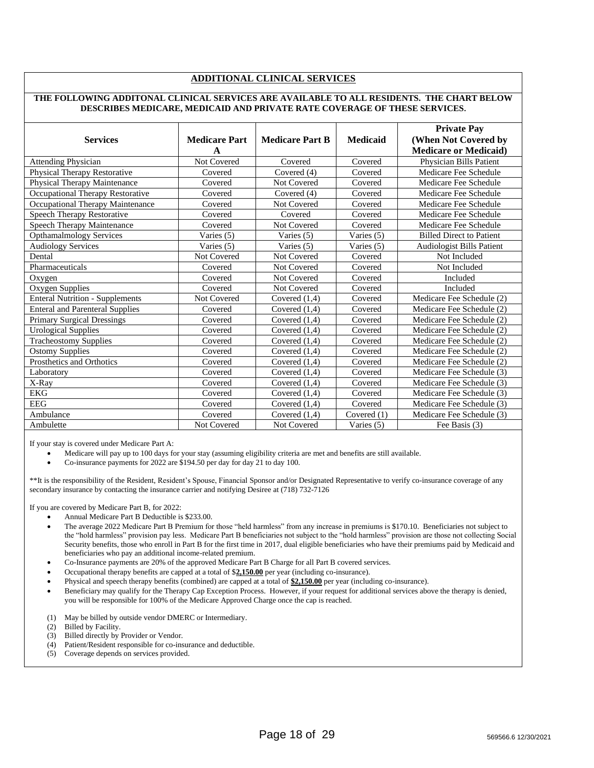## ADDITIONAL CLINICAL SERVICES

**THE FOLLOWING ADDITONAL CLINICAL SERVICES ARE AVAILABLE TO ALL RESIDENTS. THE CHART BELOW DESCRIBES MEDICARE, MEDICAID AND PRIVATE RATE COVERAGE OF THESE SERVICES.**

| Services | Medicare Part A | Medicare Part B | Medicaid | Private Pay (When Not Covered by Medicare or Medicaid) |
|---|---|---|---|---|
| Attending Physician | Not Covered | Covered | Covered | Physician Bills Patient |
| Physical Therapy Restorative | Covered | Covered (4) | Covered | Medicare Fee Schedule |
| Physical Therapy Maintenance | Covered | Not Covered | Covered | Medicare Fee Schedule |
| Occupational Therapy Restorative | Covered | Covered (4) | Covered | Medicare Fee Schedule |
| Occupational Therapy Maintenance | Covered | Not Covered | Covered | Medicare Fee Schedule |
| Speech Therapy Restorative | Covered | Covered | Covered | Medicare Fee Schedule |
| Speech Therapy Maintenance | Covered | Not Covered | Covered | Medicare Fee Schedule |
| Opthamalmology Services | Varies (5) | Varies (5) | Varies (5) | Billed Direct to Patient |
| Audiology Services | Varies (5) | Varies (5) | Varies (5) | Audiologist Bills Patient |
| Dental | Not Covered | Not Covered | Covered | Not Included |
| Pharmaceuticals | Covered | Not Covered | Covered | Not Included |
| Oxygen | Covered | Not Covered | Covered | Included |
| Oxygen Supplies | Covered | Not Covered | Covered | Included |
| Enteral Nutrition - Supplements | Not Covered | Covered (1,4) | Covered | Medicare Fee Schedule (2) |
| Enteral and Parenteral Supplies | Covered | Covered (1,4) | Covered | Medicare Fee Schedule (2) |
| Primary Surgical Dressings | Covered | Covered (1,4) | Covered | Medicare Fee Schedule (2) |
| Urological Supplies | Covered | Covered (1,4) | Covered | Medicare Fee Schedule (2) |
| Tracheostomy Supplies | Covered | Covered (1,4) | Covered | Medicare Fee Schedule (2) |
| Ostomy Supplies | Covered | Covered (1,4) | Covered | Medicare Fee Schedule (2) |
| Prosthetics and Orthotics | Covered | Covered (1,4) | Covered | Medicare Fee Schedule (2) |
| Laboratory | Covered | Covered (1,4) | Covered | Medicare Fee Schedule (3) |
| X-Ray | Covered | Covered (1,4) | Covered | Medicare Fee Schedule (3) |
| EKG | Covered | Covered (1,4) | Covered | Medicare Fee Schedule (3) |
| EEG | Covered | Covered (1,4) | Covered | Medicare Fee Schedule (3) |
| Ambulance | Covered | Covered (1,4) | Covered (1) | Medicare Fee Schedule (3) |
| Ambulette | Not Covered | Not Covered | Varies (5) | Fee Basis (3) |

If your stay is covered under Medicare Part A:

- Medicare will pay up to 100 days for your stay (assuming eligibility criteria are met and benefits are still available.
- Co-insurance payments for 2022 are $194.50 per day for day 21 to day 100.

**It is the responsibility of the Resident, Resident's Spouse, Financial Sponsor and/or Designated Representative to verify co-insurance coverage of any secondary insurance by contacting the insurance carrier and notifying Desiree at (718) 732-7126

If you are covered by Medicare Part B, for 2022:

- Annual Medicare Part B Deductible is $233.00.
- The average 2022 Medicare Part B Premium for those "held harmless" from any increase in premiums is $170.10. Beneficiaries not subject to the "hold harmless" provision pay less. Medicare Part B beneficiaries not subject to the "hold harmless" provision are those not collecting Social Security benefits, those who enroll in Part B for the first time in 2017, dual eligible beneficiaries who have their premiums paid by Medicaid and beneficiaries who pay an additional income-related premium.
- Co-Insurance payments are 20% of the approved Medicare Part B Charge for all Part B covered services.
- Occupational therapy benefits are capped at a total of $**2,150.00** per year (including co-insurance).
- Physical and speech therapy benefits (combined) are capped at a total of **$2,150.00** per year (including co-insurance).
- Beneficiary may qualify for the Therapy Cap Exception Process. However, if your request for additional services above the therapy is denied, you will be responsible for 100% of the Medicare Approved Charge once the cap is reached.

(1) May be billed by outside vendor DMERC or Intermediary.
(2) Billed by Facility.
(3) Billed directly by Provider or Vendor.
(4) Patient/Resident responsible for co-insurance and deductible.
(5) Coverage depends on services provided.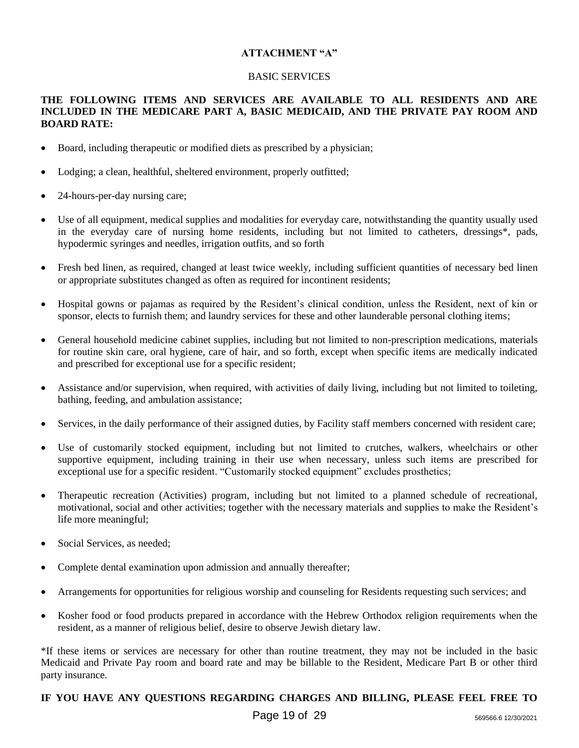**ATTACHMENT "A"**

BASIC SERVICES

**THE FOLLOWING ITEMS AND SERVICES ARE AVAILABLE TO ALL RESIDENTS AND ARE INCLUDED IN THE MEDICARE PART A, BASIC MEDICAID, AND THE PRIVATE PAY ROOM AND BOARD RATE:**

- Board, including therapeutic or modified diets as prescribed by a physician;
- Lodging; a clean, healthful, sheltered environment, properly outfitted;
- 24-hours-per-day nursing care;
- Use of all equipment, medical supplies and modalities for everyday care, notwithstanding the quantity usually used in the everyday care of nursing home residents, including but not limited to catheters, dressings*, pads, hypodermic syringes and needles, irrigation outfits, and so forth
- Fresh bed linen, as required, changed at least twice weekly, including sufficient quantities of necessary bed linen or appropriate substitutes changed as often as required for incontinent residents;
- Hospital gowns or pajamas as required by the Resident's clinical condition, unless the Resident, next of kin or sponsor, elects to furnish them; and laundry services for these and other launderable personal clothing items;
- General household medicine cabinet supplies, including but not limited to non-prescription medications, materials for routine skin care, oral hygiene, care of hair, and so forth, except when specific items are medically indicated and prescribed for exceptional use for a specific resident;
- Assistance and/or supervision, when required, with activities of daily living, including but not limited to toileting, bathing, feeding, and ambulation assistance;
- Services, in the daily performance of their assigned duties, by Facility staff members concerned with resident care;
- Use of customarily stocked equipment, including but not limited to crutches, walkers, wheelchairs or other supportive equipment, including training in their use when necessary, unless such items are prescribed for exceptional use for a specific resident. "Customarily stocked equipment" excludes prosthetics;
- Therapeutic recreation (Activities) program, including but not limited to a planned schedule of recreational, motivational, social and other activities; together with the necessary materials and supplies to make the Resident's life more meaningful;
- Social Services, as needed;
- Complete dental examination upon admission and annually thereafter;
- Arrangements for opportunities for religious worship and counseling for Residents requesting such services; and
- Kosher food or food products prepared in accordance with the Hebrew Orthodox religion requirements when the resident, as a manner of religious belief, desire to observe Jewish dietary law.

*If these items or services are necessary for other than routine treatment, they may not be included in the basic Medicaid and Private Pay room and board rate and may be billable to the Resident, Medicare Part B or other third party insurance.

**IF YOU HAVE ANY QUESTIONS REGARDING CHARGES AND BILLING, PLEASE FEEL FREE TO**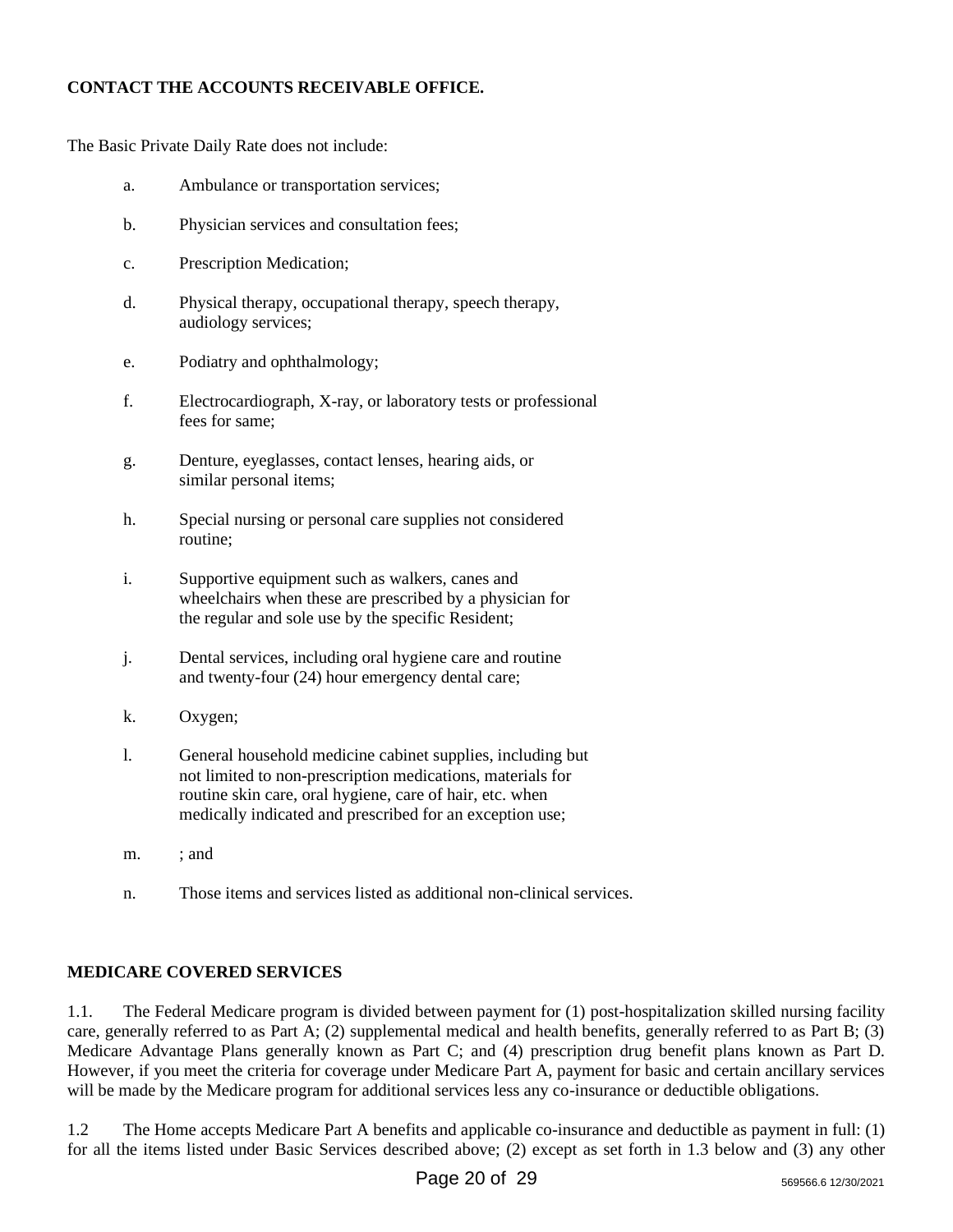**CONTACT THE ACCOUNTS RECEIVABLE OFFICE.**

The Basic Private Daily Rate does not include:

a. Ambulance or transportation services;

b. Physician services and consultation fees;

c. Prescription Medication;

d. Physical therapy, occupational therapy, speech therapy, audiology services;

e. Podiatry and ophthalmology;

f. Electrocardiograph, X-ray, or laboratory tests or professional fees for same;

g. Denture, eyeglasses, contact lenses, hearing aids, or similar personal items;

h. Special nursing or personal care supplies not considered routine;

i. Supportive equipment such as walkers, canes and wheelchairs when these are prescribed by a physician for the regular and sole use by the specific Resident;

j. Dental services, including oral hygiene care and routine and twenty-four (24) hour emergency dental care;

k. Oxygen;

l. General household medicine cabinet supplies, including but not limited to non-prescription medications, materials for routine skin care, oral hygiene, care of hair, etc. when medically indicated and prescribed for an exception use;

m. ; and

n. Those items and services listed as additional non-clinical services.

**MEDICARE COVERED SERVICES**

1.1. The Federal Medicare program is divided between payment for (1) post-hospitalization skilled nursing facility care, generally referred to as Part A; (2) supplemental medical and health benefits, generally referred to as Part B; (3) Medicare Advantage Plans generally known as Part C; and (4) prescription drug benefit plans known as Part D. However, if you meet the criteria for coverage under Medicare Part A, payment for basic and certain ancillary services will be made by the Medicare program for additional services less any co-insurance or deductible obligations.

1.2 The Home accepts Medicare Part A benefits and applicable co-insurance and deductible as payment in full: (1) for all the items listed under Basic Services described above; (2) except as set forth in 1.3 below and (3) any other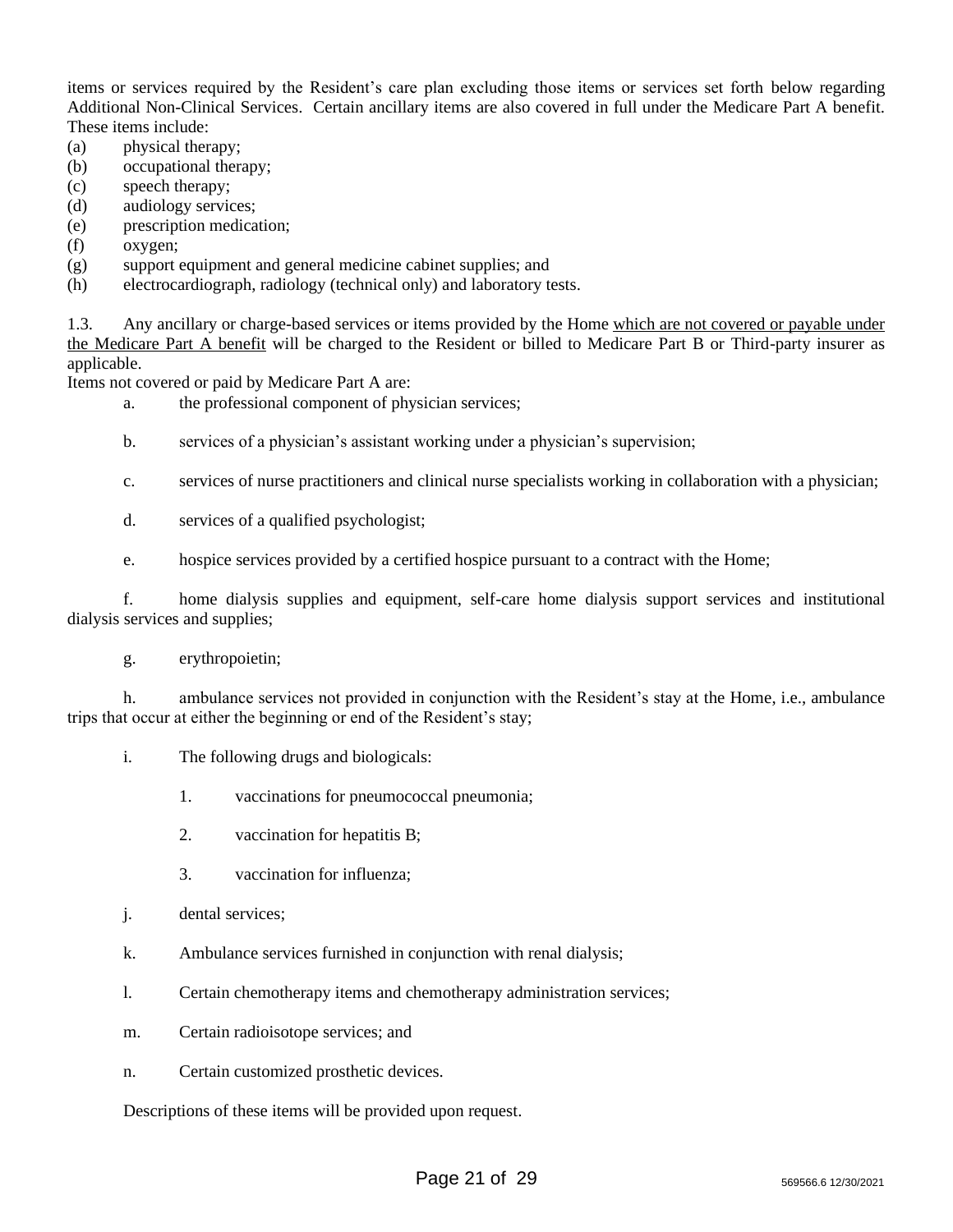items or services required by the Resident's care plan excluding those items or services set forth below regarding Additional Non-Clinical Services. Certain ancillary items are also covered in full under the Medicare Part A benefit. These items include:

(a) physical therapy;
(b) occupational therapy;
(c) speech therapy;
(d) audiology services;
(e) prescription medication;
(f) oxygen;
(g) support equipment and general medicine cabinet supplies; and
(h) electrocardiograph, radiology (technical only) and laboratory tests.

1.3. Any ancillary or charge-based services or items provided by the Home which are not covered or payable under the Medicare Part A benefit will be charged to the Resident or billed to Medicare Part B or Third-party insurer as applicable.

Items not covered or paid by Medicare Part A are:

a. the professional component of physician services;

b. services of a physician's assistant working under a physician's supervision;

c. services of nurse practitioners and clinical nurse specialists working in collaboration with a physician;

d. services of a qualified psychologist;

e. hospice services provided by a certified hospice pursuant to a contract with the Home;

f. home dialysis supplies and equipment, self-care home dialysis support services and institutional dialysis services and supplies;

g. erythropoietin;

h. ambulance services not provided in conjunction with the Resident's stay at the Home, i.e., ambulance trips that occur at either the beginning or end of the Resident's stay;

i. The following drugs and biologicals:

1. vaccinations for pneumococcal pneumonia;

2. vaccination for hepatitis B;

3. vaccination for influenza;

j. dental services;

k. Ambulance services furnished in conjunction with renal dialysis;

l. Certain chemotherapy items and chemotherapy administration services;

m. Certain radioisotope services; and

n. Certain customized prosthetic devices.

Descriptions of these items will be provided upon request.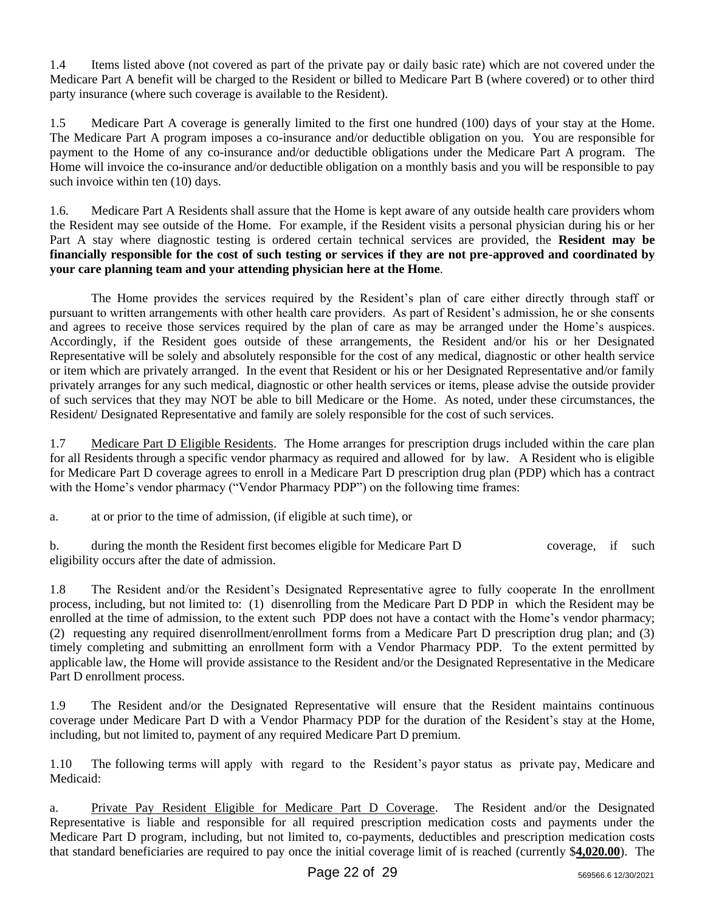1.4 Items listed above (not covered as part of the private pay or daily basic rate) which are not covered under the Medicare Part A benefit will be charged to the Resident or billed to Medicare Part B (where covered) or to other third party insurance (where such coverage is available to the Resident).

1.5 Medicare Part A coverage is generally limited to the first one hundred (100) days of your stay at the Home. The Medicare Part A program imposes a co-insurance and/or deductible obligation on you. You are responsible for payment to the Home of any co-insurance and/or deductible obligations under the Medicare Part A program. The Home will invoice the co-insurance and/or deductible obligation on a monthly basis and you will be responsible to pay such invoice within ten (10) days.

1.6. Medicare Part A Residents shall assure that the Home is kept aware of any outside health care providers whom the Resident may see outside of the Home. For example, if the Resident visits a personal physician during his or her Part A stay where diagnostic testing is ordered certain technical services are provided, the **Resident may be financially responsible for the cost of such testing or services if they are not pre-approved and coordinated by your care planning team and your attending physician here at the Home**.

The Home provides the services required by the Resident's plan of care either directly through staff or pursuant to written arrangements with other health care providers. As part of Resident's admission, he or she consents and agrees to receive those services required by the plan of care as may be arranged under the Home's auspices. Accordingly, if the Resident goes outside of these arrangements, the Resident and/or his or her Designated Representative will be solely and absolutely responsible for the cost of any medical, diagnostic or other health service or item which are privately arranged. In the event that Resident or his or her Designated Representative and/or family privately arranges for any such medical, diagnostic or other health services or items, please advise the outside provider of such services that they may NOT be able to bill Medicare or the Home. As noted, under these circumstances, the Resident/ Designated Representative and family are solely responsible for the cost of such services.

1.7 Medicare Part D Eligible Residents. The Home arranges for prescription drugs included within the care plan for all Residents through a specific vendor pharmacy as required and allowed for by law. A Resident who is eligible for Medicare Part D coverage agrees to enroll in a Medicare Part D prescription drug plan (PDP) which has a contract with the Home's vendor pharmacy ("Vendor Pharmacy PDP") on the following time frames:

a. at or prior to the time of admission, (if eligible at such time), or

b. during the month the Resident first becomes eligible for Medicare Part D coverage, if such eligibility occurs after the date of admission.

1.8 The Resident and/or the Resident's Designated Representative agree to fully cooperate In the enrollment process, including, but not limited to: (1) disenrolling from the Medicare Part D PDP in which the Resident may be enrolled at the time of admission, to the extent such PDP does not have a contact with the Home's vendor pharmacy; (2) requesting any required disenrollment/enrollment forms from a Medicare Part D prescription drug plan; and (3) timely completing and submitting an enrollment form with a Vendor Pharmacy PDP. To the extent permitted by applicable law, the Home will provide assistance to the Resident and/or the Designated Representative in the Medicare Part D enrollment process.

1.9 The Resident and/or the Designated Representative will ensure that the Resident maintains continuous coverage under Medicare Part D with a Vendor Pharmacy PDP for the duration of the Resident's stay at the Home, including, but not limited to, payment of any required Medicare Part D premium.

1.10 The following terms will apply with regard to the Resident's payor status as private pay, Medicare and Medicaid:

a. Private Pay Resident Eligible for Medicare Part D Coverage. The Resident and/or the Designated Representative is liable and responsible for all required prescription medication costs and payments under the Medicare Part D program, including, but not limited to, co-payments, deductibles and prescription medication costs that standard beneficiaries are required to pay once the initial coverage limit of is reached (currently $**4,020.00**). The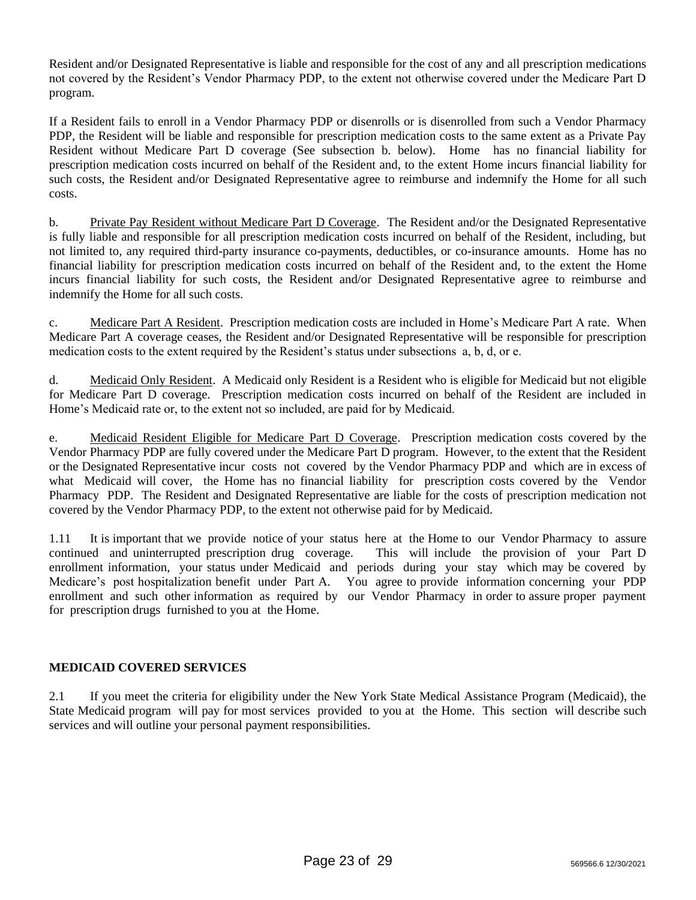Resident and/or Designated Representative is liable and responsible for the cost of any and all prescription medications not covered by the Resident's Vendor Pharmacy PDP, to the extent not otherwise covered under the Medicare Part D program.

If a Resident fails to enroll in a Vendor Pharmacy PDP or disenrolls or is disenrolled from such a Vendor Pharmacy PDP, the Resident will be liable and responsible for prescription medication costs to the same extent as a Private Pay Resident without Medicare Part D coverage (See subsection b. below). Home has no financial liability for prescription medication costs incurred on behalf of the Resident and, to the extent Home incurs financial liability for such costs, the Resident and/or Designated Representative agree to reimburse and indemnify the Home for all such costs.

b. Private Pay Resident without Medicare Part D Coverage. The Resident and/or the Designated Representative is fully liable and responsible for all prescription medication costs incurred on behalf of the Resident, including, but not limited to, any required third-party insurance co-payments, deductibles, or co-insurance amounts. Home has no financial liability for prescription medication costs incurred on behalf of the Resident and, to the extent the Home incurs financial liability for such costs, the Resident and/or Designated Representative agree to reimburse and indemnify the Home for all such costs.

c. Medicare Part A Resident. Prescription medication costs are included in Home's Medicare Part A rate. When Medicare Part A coverage ceases, the Resident and/or Designated Representative will be responsible for prescription medication costs to the extent required by the Resident's status under subsections a, b, d, or e.

d. Medicaid Only Resident. A Medicaid only Resident is a Resident who is eligible for Medicaid but not eligible for Medicare Part D coverage. Prescription medication costs incurred on behalf of the Resident are included in Home's Medicaid rate or, to the extent not so included, are paid for by Medicaid.

e. Medicaid Resident Eligible for Medicare Part D Coverage. Prescription medication costs covered by the Vendor Pharmacy PDP are fully covered under the Medicare Part D program. However, to the extent that the Resident or the Designated Representative incur costs not covered by the Vendor Pharmacy PDP and which are in excess of what Medicaid will cover, the Home has no financial liability for prescription costs covered by the Vendor Pharmacy PDP. The Resident and Designated Representative are liable for the costs of prescription medication not covered by the Vendor Pharmacy PDP, to the extent not otherwise paid for by Medicaid.

1.11 It is important that we provide notice of your status here at the Home to our Vendor Pharmacy to assure continued and uninterrupted prescription drug coverage. This will include the provision of your Part D enrollment information, your status under Medicaid and periods during your stay which may be covered by Medicare's post hospitalization benefit under Part A. You agree to provide information concerning your PDP enrollment and such other information as required by our Vendor Pharmacy in order to assure proper payment for prescription drugs furnished to you at the Home.

**MEDICAID COVERED SERVICES**

2.1 If you meet the criteria for eligibility under the New York State Medical Assistance Program (Medicaid), the State Medicaid program will pay for most services provided to you at the Home. This section will describe such services and will outline your personal payment responsibilities.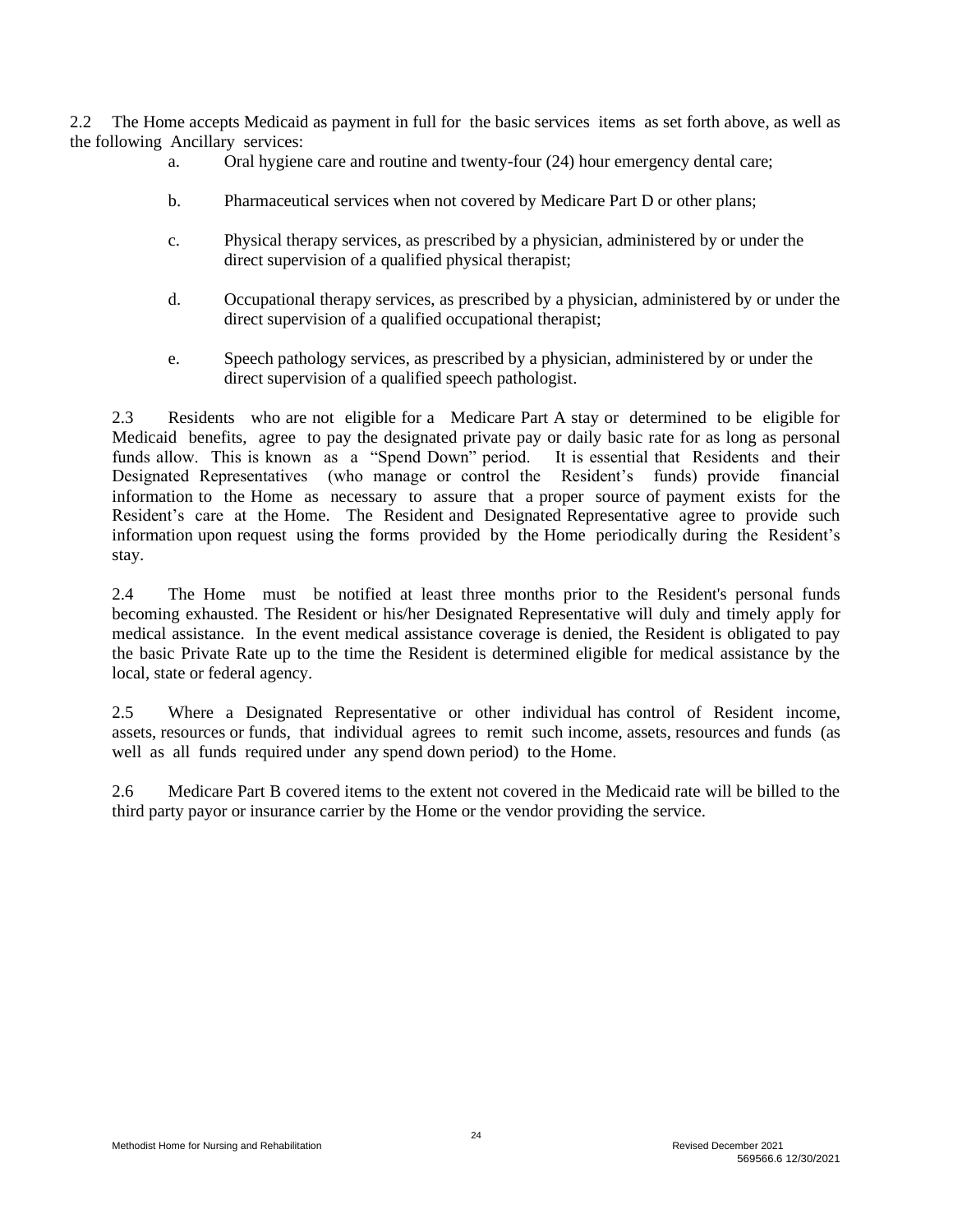2.2 The Home accepts Medicaid as payment in full for the basic services items as set forth above, as well as the following Ancillary services:

a. Oral hygiene care and routine and twenty-four (24) hour emergency dental care;

b. Pharmaceutical services when not covered by Medicare Part D or other plans;

c. Physical therapy services, as prescribed by a physician, administered by or under the direct supervision of a qualified physical therapist;

d. Occupational therapy services, as prescribed by a physician, administered by or under the direct supervision of a qualified occupational therapist;

e. Speech pathology services, as prescribed by a physician, administered by or under the direct supervision of a qualified speech pathologist.

2.3 Residents who are not eligible for a Medicare Part A stay or determined to be eligible for Medicaid benefits, agree to pay the designated private pay or daily basic rate for as long as personal funds allow. This is known as a "Spend Down" period. It is essential that Residents and their Designated Representatives (who manage or control the Resident's funds) provide financial information to the Home as necessary to assure that a proper source of payment exists for the Resident's care at the Home. The Resident and Designated Representative agree to provide such information upon request using the forms provided by the Home periodically during the Resident's stay.

2.4 The Home must be notified at least three months prior to the Resident's personal funds becoming exhausted. The Resident or his/her Designated Representative will duly and timely apply for medical assistance. In the event medical assistance coverage is denied, the Resident is obligated to pay the basic Private Rate up to the time the Resident is determined eligible for medical assistance by the local, state or federal agency.

2.5 Where a Designated Representative or other individual has control of Resident income, assets, resources or funds, that individual agrees to remit such income, assets, resources and funds (as well as all funds required under any spend down period) to the Home.

2.6 Medicare Part B covered items to the extent not covered in the Medicaid rate will be billed to the third party payor or insurance carrier by the Home or the vendor providing the service.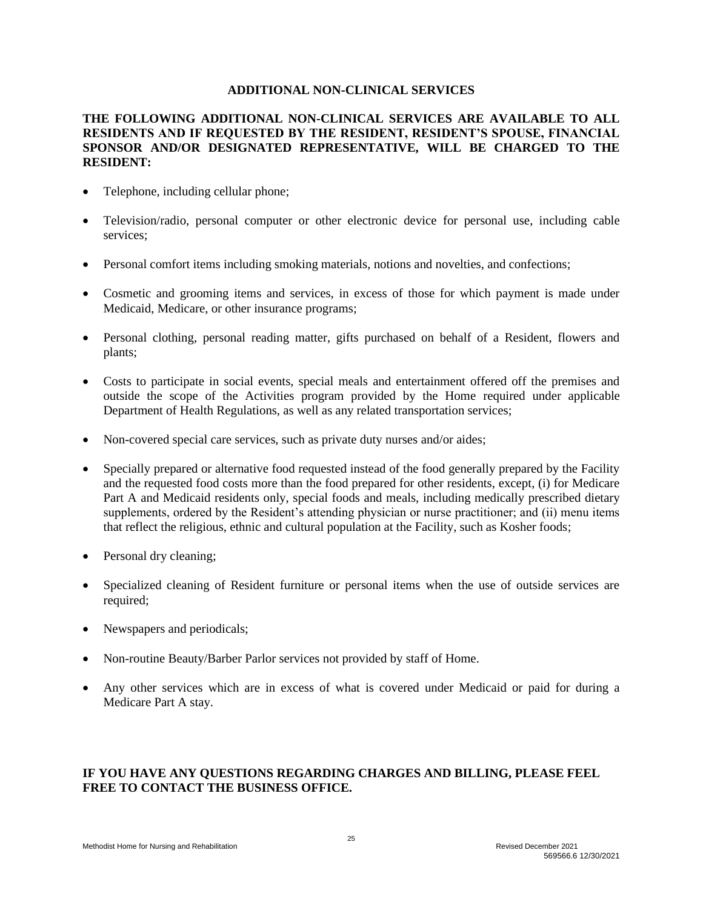## ADDITIONAL NON-CLINICAL SERVICES

**THE FOLLOWING ADDITIONAL NON-CLINICAL SERVICES ARE AVAILABLE TO ALL RESIDENTS AND IF REQUESTED BY THE RESIDENT, RESIDENT'S SPOUSE, FINANCIAL SPONSOR AND/OR DESIGNATED REPRESENTATIVE, WILL BE CHARGED TO THE RESIDENT:**

- Telephone, including cellular phone;
- Television/radio, personal computer or other electronic device for personal use, including cable services;
- Personal comfort items including smoking materials, notions and novelties, and confections;
- Cosmetic and grooming items and services, in excess of those for which payment is made under Medicaid, Medicare, or other insurance programs;
- Personal clothing, personal reading matter, gifts purchased on behalf of a Resident, flowers and plants;
- Costs to participate in social events, special meals and entertainment offered off the premises and outside the scope of the Activities program provided by the Home required under applicable Department of Health Regulations, as well as any related transportation services;
- Non-covered special care services, such as private duty nurses and/or aides;
- Specially prepared or alternative food requested instead of the food generally prepared by the Facility and the requested food costs more than the food prepared for other residents, except, (i) for Medicare Part A and Medicaid residents only, special foods and meals, including medically prescribed dietary supplements, ordered by the Resident's attending physician or nurse practitioner; and (ii) menu items that reflect the religious, ethnic and cultural population at the Facility, such as Kosher foods;
- Personal dry cleaning;
- Specialized cleaning of Resident furniture or personal items when the use of outside services are required;
- Newspapers and periodicals;
- Non-routine Beauty/Barber Parlor services not provided by staff of Home.
- Any other services which are in excess of what is covered under Medicaid or paid for during a Medicare Part A stay.

**IF YOU HAVE ANY QUESTIONS REGARDING CHARGES AND BILLING, PLEASE FEEL FREE TO CONTACT THE BUSINESS OFFICE.**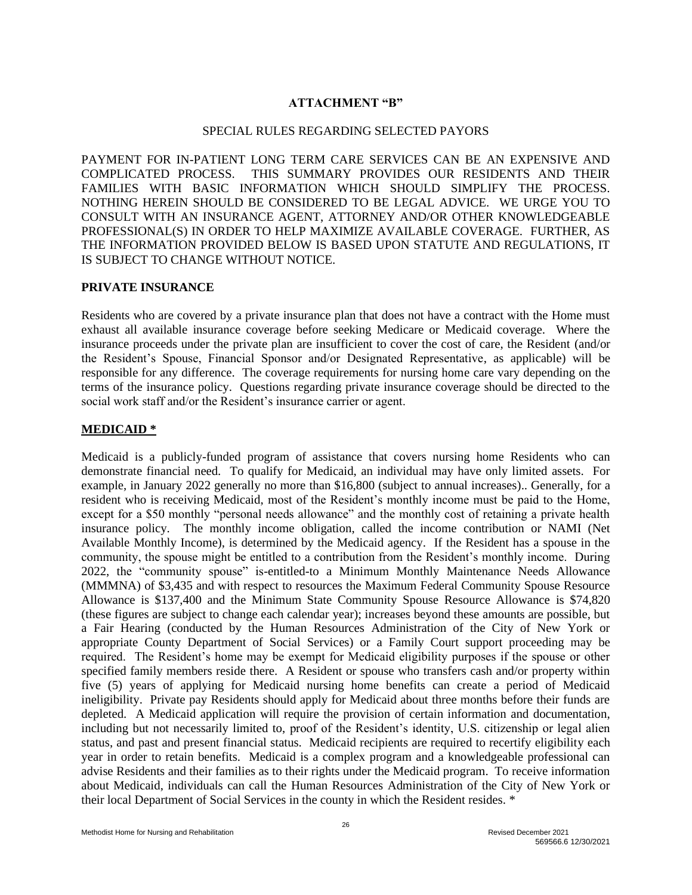**ATTACHMENT "B"**

SPECIAL RULES REGARDING SELECTED PAYORS

PAYMENT FOR IN-PATIENT LONG TERM CARE SERVICES CAN BE AN EXPENSIVE AND COMPLICATED PROCESS. THIS SUMMARY PROVIDES OUR RESIDENTS AND THEIR FAMILIES WITH BASIC INFORMATION WHICH SHOULD SIMPLIFY THE PROCESS. NOTHING HEREIN SHOULD BE CONSIDERED TO BE LEGAL ADVICE. WE URGE YOU TO CONSULT WITH AN INSURANCE AGENT, ATTORNEY AND/OR OTHER KNOWLEDGEABLE PROFESSIONAL(S) IN ORDER TO HELP MAXIMIZE AVAILABLE COVERAGE. FURTHER, AS THE INFORMATION PROVIDED BELOW IS BASED UPON STATUTE AND REGULATIONS, IT IS SUBJECT TO CHANGE WITHOUT NOTICE.

**PRIVATE INSURANCE**

Residents who are covered by a private insurance plan that does not have a contract with the Home must exhaust all available insurance coverage before seeking Medicare or Medicaid coverage. Where the insurance proceeds under the private plan are insufficient to cover the cost of care, the Resident (and/or the Resident's Spouse, Financial Sponsor and/or Designated Representative, as applicable) will be responsible for any difference. The coverage requirements for nursing home care vary depending on the terms of the insurance policy. Questions regarding private insurance coverage should be directed to the social work staff and/or the Resident's insurance carrier or agent.

**MEDICAID ***

Medicaid is a publicly-funded program of assistance that covers nursing home Residents who can demonstrate financial need. To qualify for Medicaid, an individual may have only limited assets. For example, in January 2022 generally no more than $16,800 (subject to annual increases).. Generally, for a resident who is receiving Medicaid, most of the Resident's monthly income must be paid to the Home, except for a $50 monthly "personal needs allowance" and the monthly cost of retaining a private health insurance policy. The monthly income obligation, called the income contribution or NAMI (Net Available Monthly Income), is determined by the Medicaid agency. If the Resident has a spouse in the community, the spouse might be entitled to a contribution from the Resident's monthly income. During 2022, the "community spouse" is-entitled-to a Minimum Monthly Maintenance Needs Allowance (MMMNA) of $3,435 and with respect to resources the Maximum Federal Community Spouse Resource Allowance is $137,400 and the Minimum State Community Spouse Resource Allowance is $74,820 (these figures are subject to change each calendar year); increases beyond these amounts are possible, but a Fair Hearing (conducted by the Human Resources Administration of the City of New York or appropriate County Department of Social Services) or a Family Court support proceeding may be required. The Resident's home may be exempt for Medicaid eligibility purposes if the spouse or other specified family members reside there. A Resident or spouse who transfers cash and/or property within five (5) years of applying for Medicaid nursing home benefits can create a period of Medicaid ineligibility. Private pay Residents should apply for Medicaid about three months before their funds are depleted. A Medicaid application will require the provision of certain information and documentation, including but not necessarily limited to, proof of the Resident's identity, U.S. citizenship or legal alien status, and past and present financial status. Medicaid recipients are required to recertify eligibility each year in order to retain benefits. Medicaid is a complex program and a knowledgeable professional can advise Residents and their families as to their rights under the Medicaid program. To receive information about Medicaid, individuals can call the Human Resources Administration of the City of New York or their local Department of Social Services in the county in which the Resident resides. *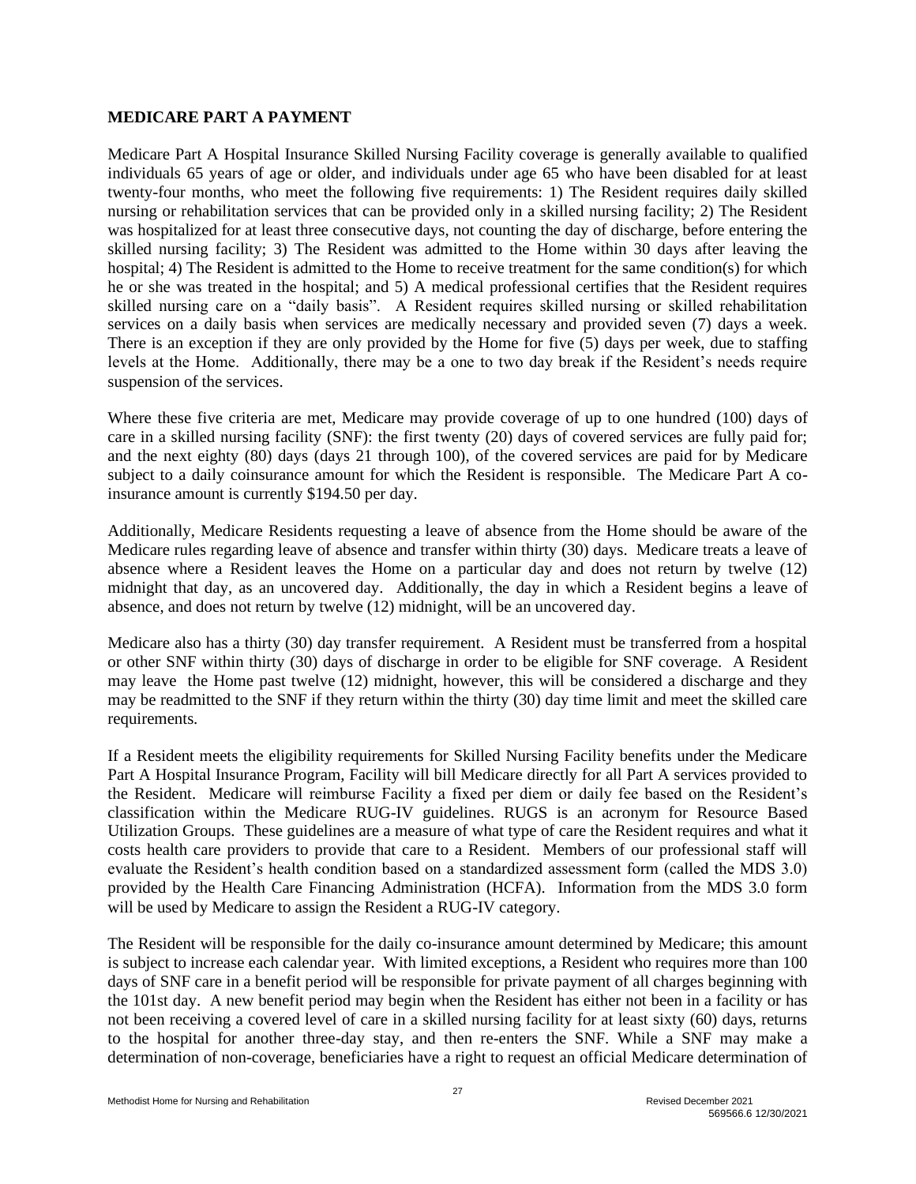## MEDICARE PART A PAYMENT

Medicare Part A Hospital Insurance Skilled Nursing Facility coverage is generally available to qualified individuals 65 years of age or older, and individuals under age 65 who have been disabled for at least twenty-four months, who meet the following five requirements: 1) The Resident requires daily skilled nursing or rehabilitation services that can be provided only in a skilled nursing facility; 2) The Resident was hospitalized for at least three consecutive days, not counting the day of discharge, before entering the skilled nursing facility; 3) The Resident was admitted to the Home within 30 days after leaving the hospital; 4) The Resident is admitted to the Home to receive treatment for the same condition(s) for which he or she was treated in the hospital; and 5) A medical professional certifies that the Resident requires skilled nursing care on a "daily basis". A Resident requires skilled nursing or skilled rehabilitation services on a daily basis when services are medically necessary and provided seven (7) days a week. There is an exception if they are only provided by the Home for five (5) days per week, due to staffing levels at the Home. Additionally, there may be a one to two day break if the Resident's needs require suspension of the services.

Where these five criteria are met, Medicare may provide coverage of up to one hundred (100) days of care in a skilled nursing facility (SNF): the first twenty (20) days of covered services are fully paid for; and the next eighty (80) days (days 21 through 100), of the covered services are paid for by Medicare subject to a daily coinsurance amount for which the Resident is responsible. The Medicare Part A co-insurance amount is currently $194.50 per day.

Additionally, Medicare Residents requesting a leave of absence from the Home should be aware of the Medicare rules regarding leave of absence and transfer within thirty (30) days. Medicare treats a leave of absence where a Resident leaves the Home on a particular day and does not return by twelve (12) midnight that day, as an uncovered day. Additionally, the day in which a Resident begins a leave of absence, and does not return by twelve (12) midnight, will be an uncovered day.

Medicare also has a thirty (30) day transfer requirement. A Resident must be transferred from a hospital or other SNF within thirty (30) days of discharge in order to be eligible for SNF coverage. A Resident may leave the Home past twelve (12) midnight, however, this will be considered a discharge and they may be readmitted to the SNF if they return within the thirty (30) day time limit and meet the skilled care requirements.

If a Resident meets the eligibility requirements for Skilled Nursing Facility benefits under the Medicare Part A Hospital Insurance Program, Facility will bill Medicare directly for all Part A services provided to the Resident. Medicare will reimburse Facility a fixed per diem or daily fee based on the Resident's classification within the Medicare RUG-IV guidelines. RUGS is an acronym for Resource Based Utilization Groups. These guidelines are a measure of what type of care the Resident requires and what it costs health care providers to provide that care to a Resident. Members of our professional staff will evaluate the Resident's health condition based on a standardized assessment form (called the MDS 3.0) provided by the Health Care Financing Administration (HCFA). Information from the MDS 3.0 form will be used by Medicare to assign the Resident a RUG-IV category.

The Resident will be responsible for the daily co-insurance amount determined by Medicare; this amount is subject to increase each calendar year. With limited exceptions, a Resident who requires more than 100 days of SNF care in a benefit period will be responsible for private payment of all charges beginning with the 101st day. A new benefit period may begin when the Resident has either not been in a facility or has not been receiving a covered level of care in a skilled nursing facility for at least sixty (60) days, returns to the hospital for another three-day stay, and then re-enters the SNF. While a SNF may make a determination of non-coverage, beneficiaries have a right to request an official Medicare determination of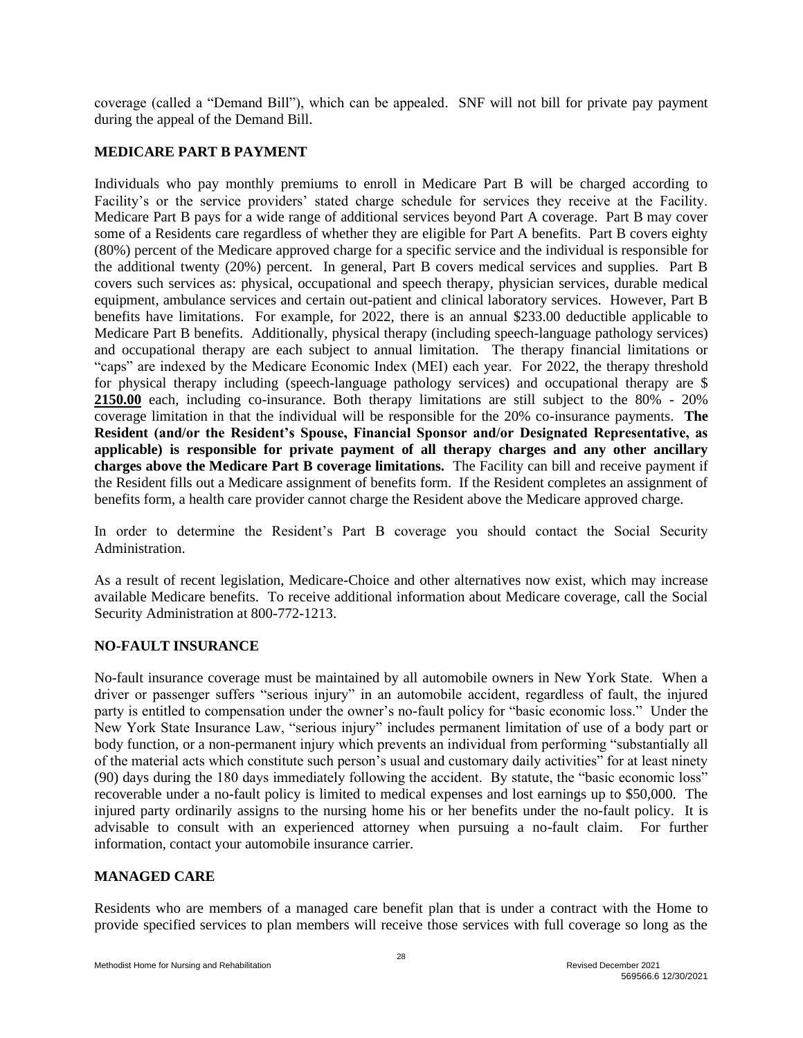coverage (called a "Demand Bill"), which can be appealed. SNF will not bill for private pay payment during the appeal of the Demand Bill.

## MEDICARE PART B PAYMENT

Individuals who pay monthly premiums to enroll in Medicare Part B will be charged according to Facility's or the service providers' stated charge schedule for services they receive at the Facility. Medicare Part B pays for a wide range of additional services beyond Part A coverage. Part B may cover some of a Residents care regardless of whether they are eligible for Part A benefits. Part B covers eighty (80%) percent of the Medicare approved charge for a specific service and the individual is responsible for the additional twenty (20%) percent. In general, Part B covers medical services and supplies. Part B covers such services as: physical, occupational and speech therapy, physician services, durable medical equipment, ambulance services and certain out-patient and clinical laboratory services. However, Part B benefits have limitations. For example, for 2022, there is an annual $233.00 deductible applicable to Medicare Part B benefits. Additionally, physical therapy (including speech-language pathology services) and occupational therapy are each subject to annual limitation. The therapy financial limitations or "caps" are indexed by the Medicare Economic Index (MEI) each year. For 2022, the therapy threshold for physical therapy including (speech-language pathology services) and occupational therapy are $ **2150.00** each, including co-insurance. Both therapy limitations are still subject to the 80% - 20% coverage limitation in that the individual will be responsible for the 20% co-insurance payments. **The Resident (and/or the Resident's Spouse, Financial Sponsor and/or Designated Representative, as applicable) is responsible for private payment of all therapy charges and any other ancillary charges above the Medicare Part B coverage limitations.** The Facility can bill and receive payment if the Resident fills out a Medicare assignment of benefits form. If the Resident completes an assignment of benefits form, a health care provider cannot charge the Resident above the Medicare approved charge.

In order to determine the Resident's Part B coverage you should contact the Social Security Administration.

As a result of recent legislation, Medicare-Choice and other alternatives now exist, which may increase available Medicare benefits. To receive additional information about Medicare coverage, call the Social Security Administration at 800-772-1213.

## NO-FAULT INSURANCE

No-fault insurance coverage must be maintained by all automobile owners in New York State. When a driver or passenger suffers "serious injury" in an automobile accident, regardless of fault, the injured party is entitled to compensation under the owner's no-fault policy for "basic economic loss." Under the New York State Insurance Law, "serious injury" includes permanent limitation of use of a body part or body function, or a non-permanent injury which prevents an individual from performing "substantially all of the material acts which constitute such person's usual and customary daily activities" for at least ninety (90) days during the 180 days immediately following the accident. By statute, the "basic economic loss" recoverable under a no-fault policy is limited to medical expenses and lost earnings up to $50,000. The injured party ordinarily assigns to the nursing home his or her benefits under the no-fault policy. It is advisable to consult with an experienced attorney when pursuing a no-fault claim. For further information, contact your automobile insurance carrier.

## MANAGED CARE

Residents who are members of a managed care benefit plan that is under a contract with the Home to provide specified services to plan members will receive those services with full coverage so long as the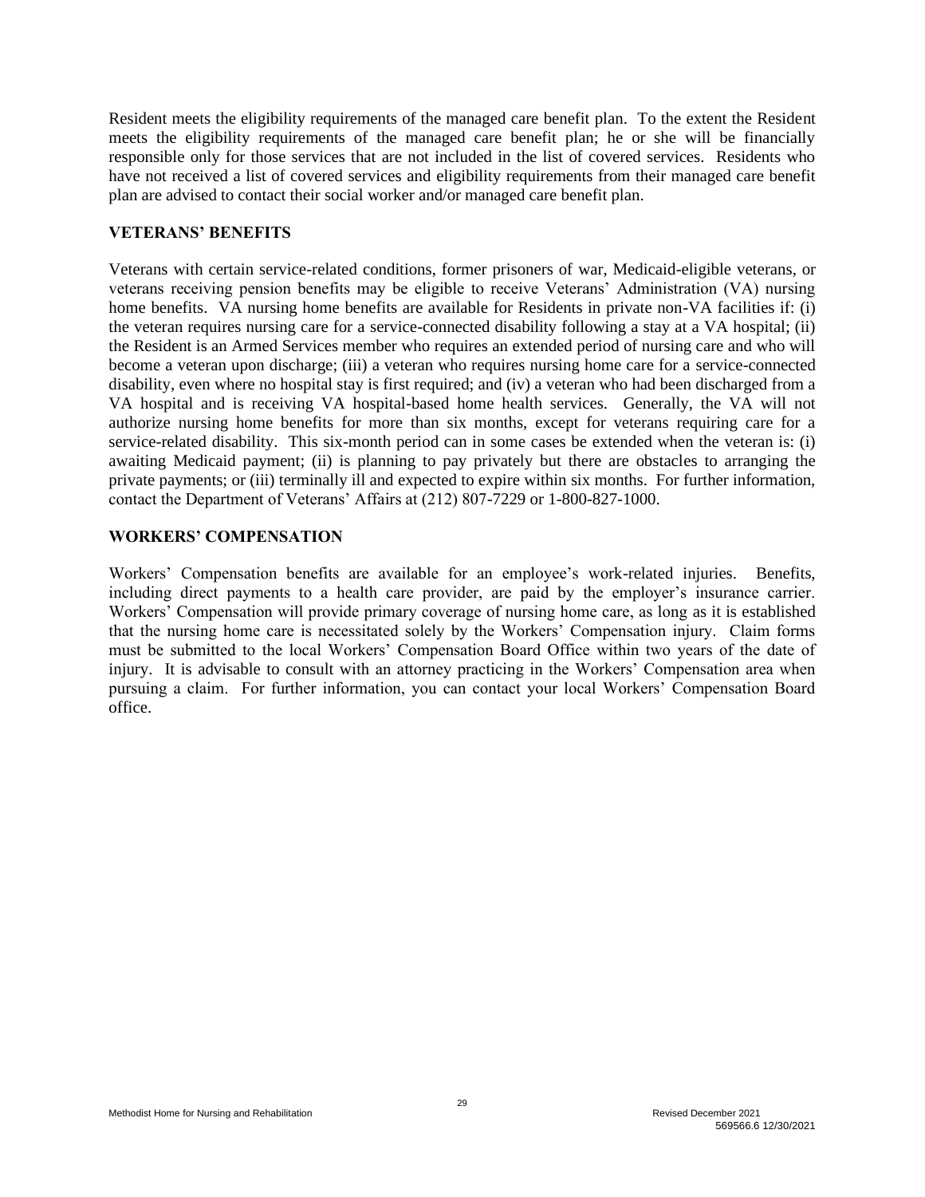Resident meets the eligibility requirements of the managed care benefit plan. To the extent the Resident meets the eligibility requirements of the managed care benefit plan; he or she will be financially responsible only for those services that are not included in the list of covered services. Residents who have not received a list of covered services and eligibility requirements from their managed care benefit plan are advised to contact their social worker and/or managed care benefit plan.

**VETERANS' BENEFITS**

Veterans with certain service-related conditions, former prisoners of war, Medicaid-eligible veterans, or veterans receiving pension benefits may be eligible to receive Veterans' Administration (VA) nursing home benefits. VA nursing home benefits are available for Residents in private non-VA facilities if: (i) the veteran requires nursing care for a service-connected disability following a stay at a VA hospital; (ii) the Resident is an Armed Services member who requires an extended period of nursing care and who will become a veteran upon discharge; (iii) a veteran who requires nursing home care for a service-connected disability, even where no hospital stay is first required; and (iv) a veteran who had been discharged from a VA hospital and is receiving VA hospital-based home health services. Generally, the VA will not authorize nursing home benefits for more than six months, except for veterans requiring care for a service-related disability. This six-month period can in some cases be extended when the veteran is: (i) awaiting Medicaid payment; (ii) is planning to pay privately but there are obstacles to arranging the private payments; or (iii) terminally ill and expected to expire within six months. For further information, contact the Department of Veterans' Affairs at (212) 807-7229 or 1-800-827-1000.

**WORKERS' COMPENSATION**

Workers' Compensation benefits are available for an employee's work-related injuries. Benefits, including direct payments to a health care provider, are paid by the employer's insurance carrier. Workers' Compensation will provide primary coverage of nursing home care, as long as it is established that the nursing home care is necessitated solely by the Workers' Compensation injury. Claim forms must be submitted to the local Workers' Compensation Board Office within two years of the date of injury. It is advisable to consult with an attorney practicing in the Workers' Compensation area when pursuing a claim. For further information, you can contact your local Workers' Compensation Board office.